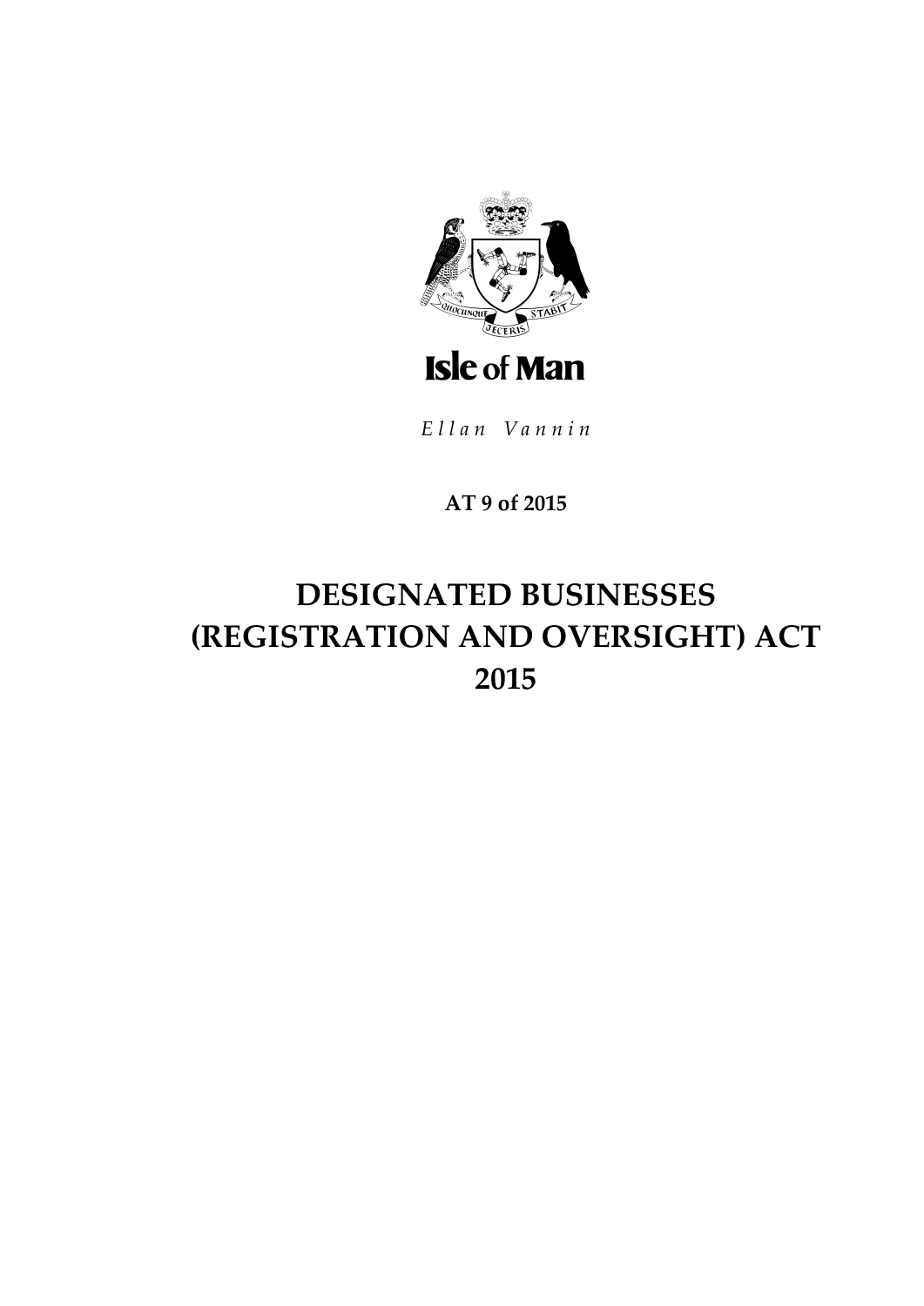Isle of Man

*Ellan Vannin*

**AT 9 of 2015**

# DESIGNATED BUSINESSES (REGISTRATION AND OVERSIGHT) ACT 2015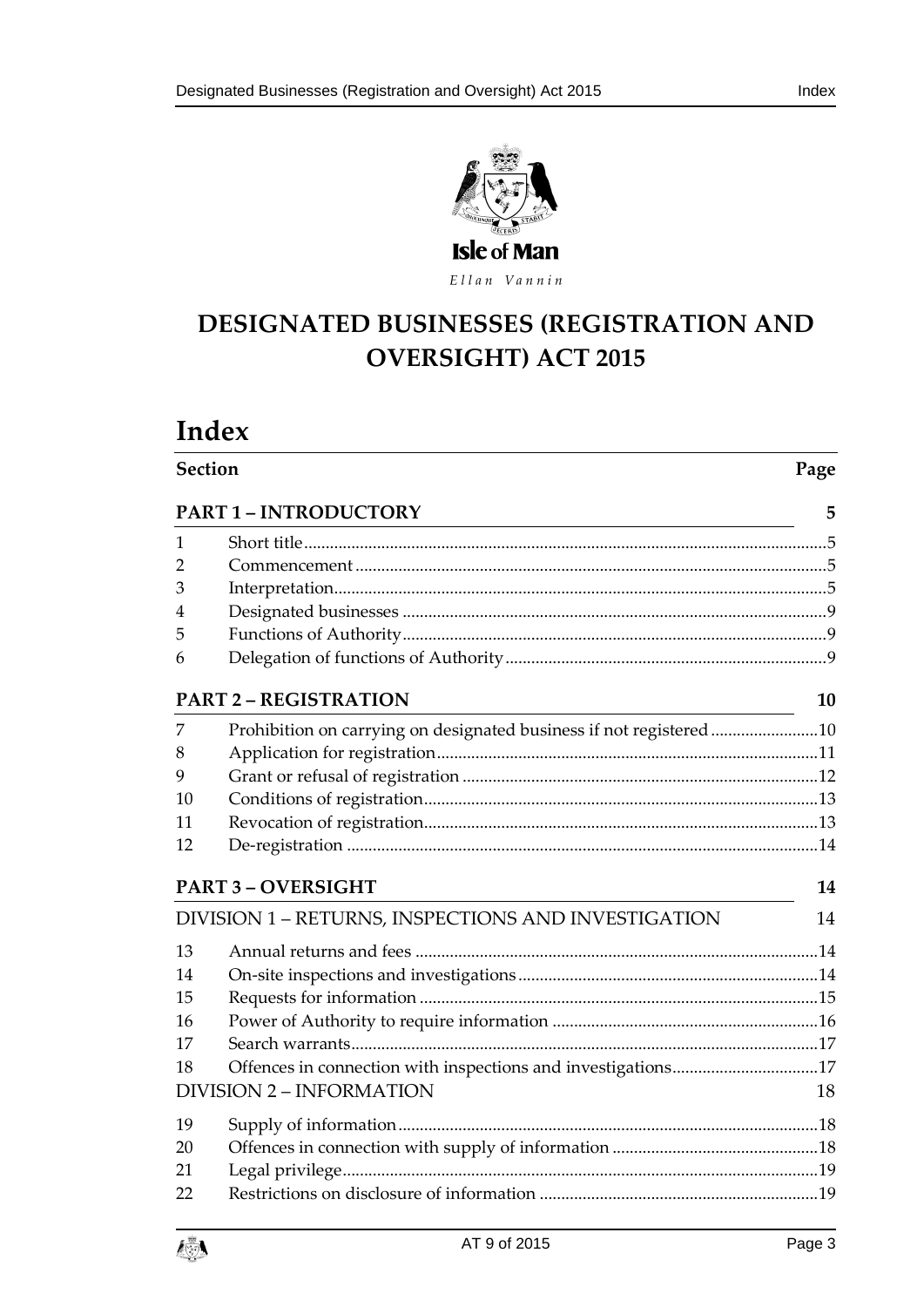Isle of Man

*Ellan Vannin*

# DESIGNATED BUSINESSES (REGISTRATION AND OVERSIGHT) ACT 2015

## Index

| Section | | Page |
|---|---|---|
| **PART 1 – INTRODUCTORY** | | **5** |
| 1 | Short title | 5 |
| 2 | Commencement | 5 |
| 3 | Interpretation | 5 |
| 4 | Designated businesses | 9 |
| 5 | Functions of Authority | 9 |
| 6 | Delegation of functions of Authority | 9 |
| **PART 2 – REGISTRATION** | | **10** |
| 7 | Prohibition on carrying on designated business if not registered | 10 |
| 8 | Application for registration | 11 |
| 9 | Grant or refusal of registration | 12 |
| 10 | Conditions of registration | 13 |
| 11 | Revocation of registration | 13 |
| 12 | De-registration | 14 |
| **PART 3 – OVERSIGHT** | | **14** |
| DIVISION 1 – RETURNS, INSPECTIONS AND INVESTIGATION | | 14 |
| 13 | Annual returns and fees | 14 |
| 14 | On-site inspections and investigations | 14 |
| 15 | Requests for information | 15 |
| 16 | Power of Authority to require information | 16 |
| 17 | Search warrants | 17 |
| 18 | Offences in connection with inspections and investigations | 17 |
| DIVISION 2 – INFORMATION | | 18 |
| 19 | Supply of information | 18 |
| 20 | Offences in connection with supply of information | 18 |
| 21 | Legal privilege | 19 |
| 22 | Restrictions on disclosure of information | 19 |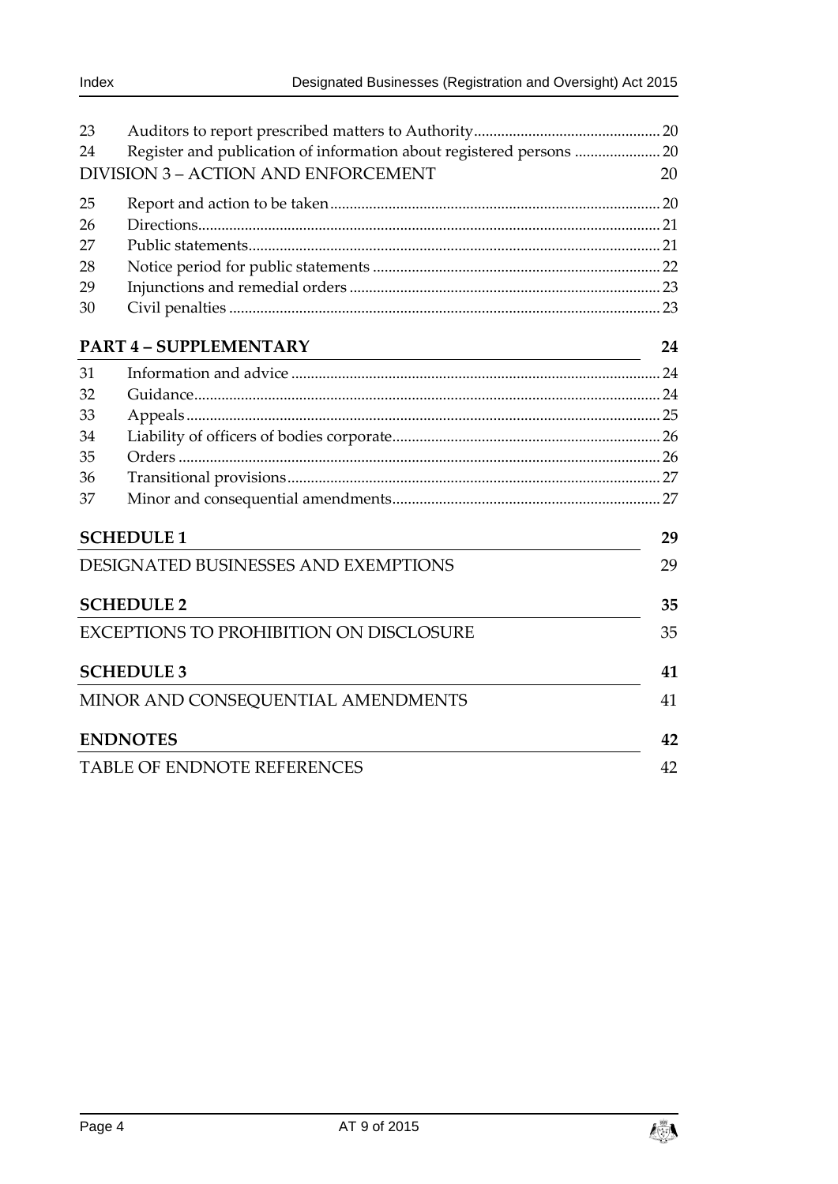23 Auditors to report prescribed matters to Authority ... 20
24 Register and publication of information about registered persons ... 20

DIVISION 3 – ACTION AND ENFORCEMENT ... 20

25 Report and action to be taken ... 20
26 Directions ... 21
27 Public statements ... 21
28 Notice period for public statements ... 22
29 Injunctions and remedial orders ... 23
30 Civil penalties ... 23

**PART 4 – SUPPLEMENTARY** ... **24**

31 Information and advice ... 24
32 Guidance ... 24
33 Appeals ... 25
34 Liability of officers of bodies corporate ... 26
35 Orders ... 26
36 Transitional provisions ... 27
37 Minor and consequential amendments ... 27

**SCHEDULE 1** ... **29**

DESIGNATED BUSINESSES AND EXEMPTIONS ... 29

**SCHEDULE 2** ... **35**

EXCEPTIONS TO PROHIBITION ON DISCLOSURE ... 35

**SCHEDULE 3** ... **41**

MINOR AND CONSEQUENTIAL AMENDMENTS ... 41

**ENDNOTES** ... **42**

TABLE OF ENDNOTE REFERENCES ... 42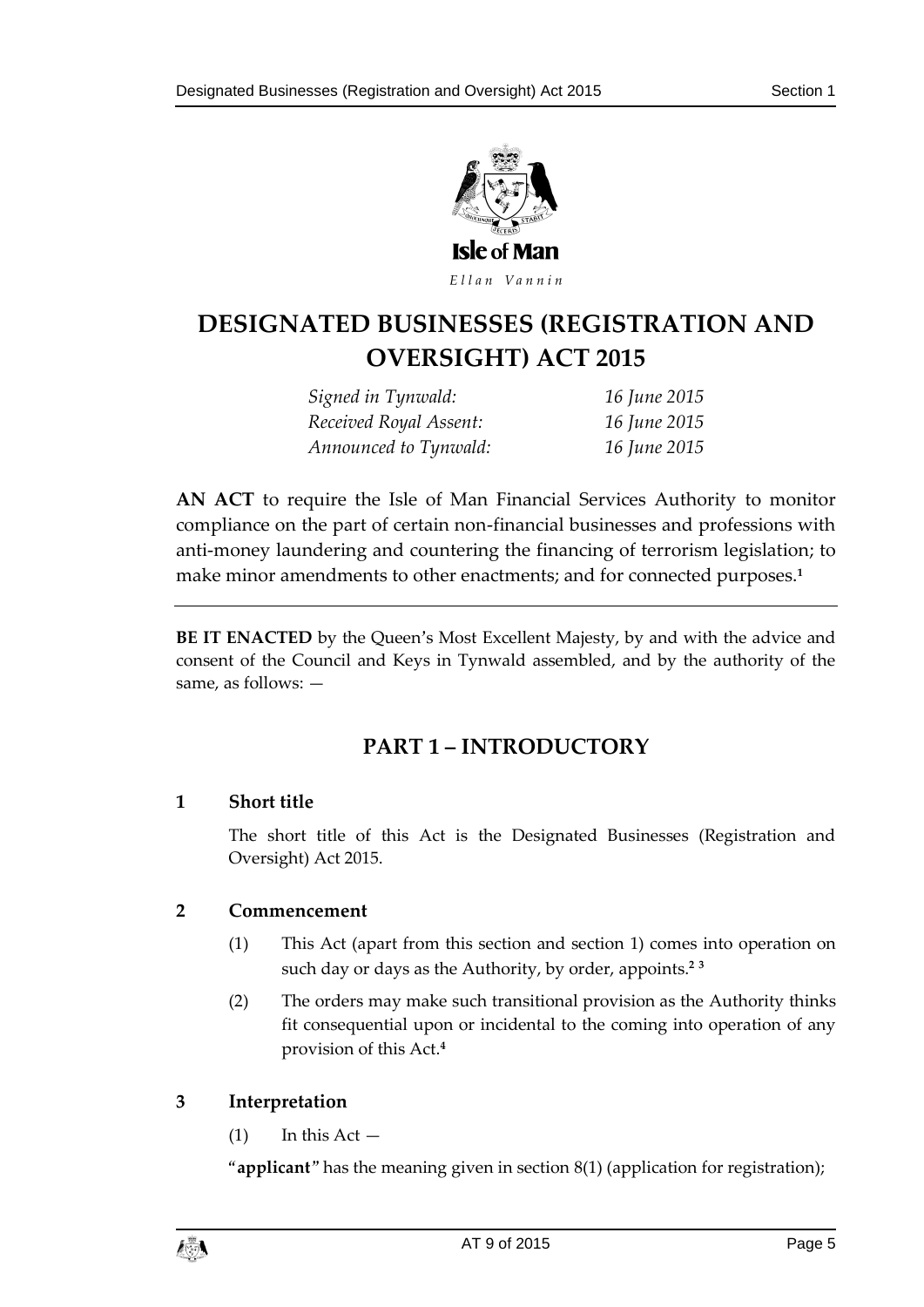Isle of Man

*Ellan Vannin*

# DESIGNATED BUSINESSES (REGISTRATION AND OVERSIGHT) ACT 2015

| | |
|---|---|
| *Signed in Tynwald:* | *16 June 2015* |
| *Received Royal Assent:* | *16 June 2015* |
| *Announced to Tynwald:* | *16 June 2015* |

**AN ACT** to require the Isle of Man Financial Services Authority to monitor compliance on the part of certain non-financial businesses and professions with anti-money laundering and countering the financing of terrorism legislation; to make minor amendments to other enactments; and for connected purposes.[1]

**BE IT ENACTED** by the Queen's Most Excellent Majesty, by and with the advice and consent of the Council and Keys in Tynwald assembled, and by the authority of the same, as follows: —

## PART 1 – INTRODUCTORY

### 1 Short title

The short title of this Act is the Designated Businesses (Registration and Oversight) Act 2015.

### 2 Commencement

(1) This Act (apart from this section and section 1) comes into operation on such day or days as the Authority, by order, appoints.[2] [3]

(2) The orders may make such transitional provision as the Authority thinks fit consequential upon or incidental to the coming into operation of any provision of this Act.[4]

### 3 Interpretation

(1) In this Act —

"**applicant**" has the meaning given in section 8(1) (application for registration);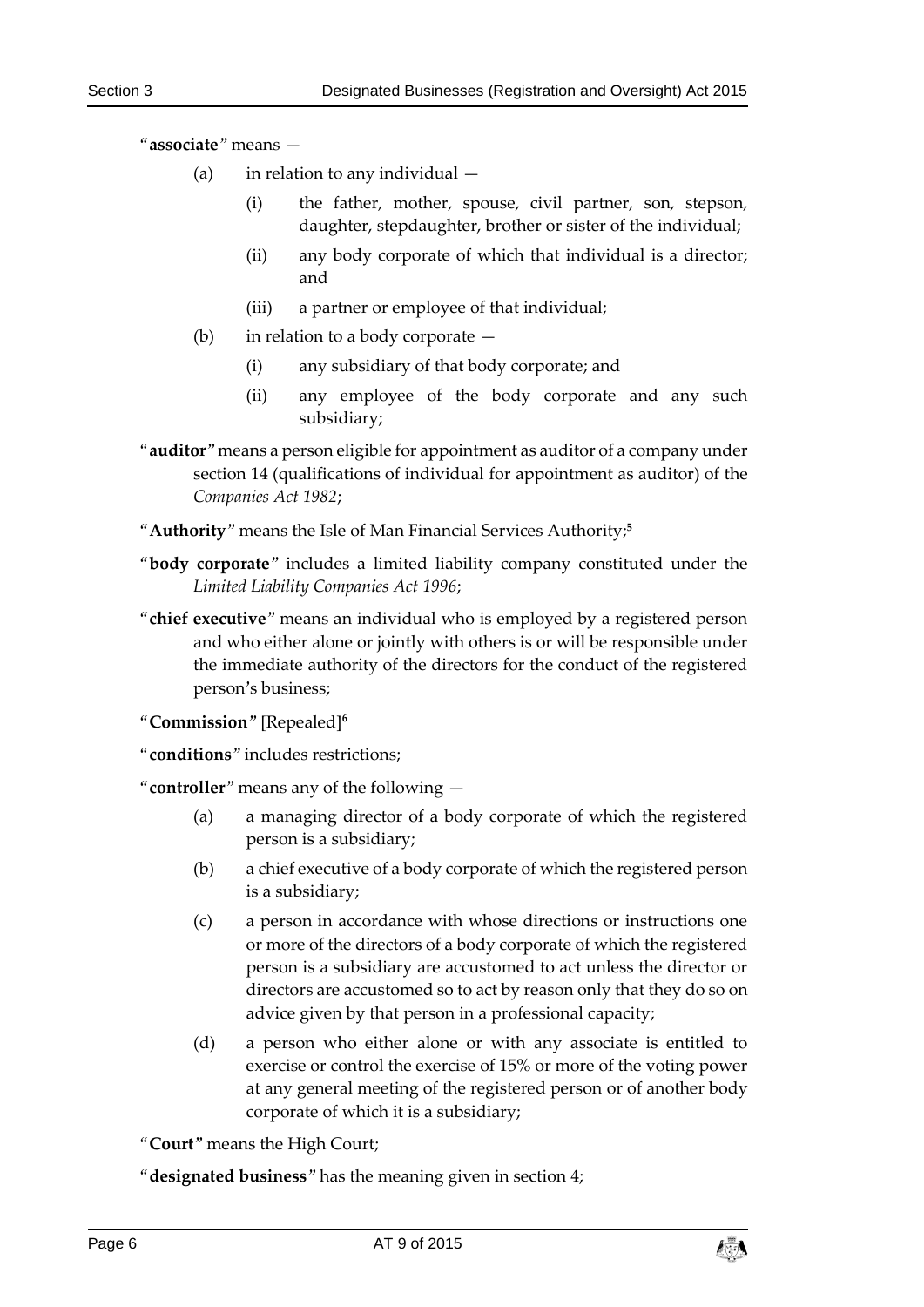"**associate**" means —

- (a) in relation to any individual —
  - (i) the father, mother, spouse, civil partner, son, stepson, daughter, stepdaughter, brother or sister of the individual;
  - (ii) any body corporate of which that individual is a director; and
  - (iii) a partner or employee of that individual;
- (b) in relation to a body corporate —
  - (i) any subsidiary of that body corporate; and
  - (ii) any employee of the body corporate and any such subsidiary;

"**auditor**" means a person eligible for appointment as auditor of a company under section 14 (qualifications of individual for appointment as auditor) of the *Companies Act 1982*;

"**Authority**" means the Isle of Man Financial Services Authority;[5]

"**body corporate**" includes a limited liability company constituted under the *Limited Liability Companies Act 1996*;

"**chief executive**" means an individual who is employed by a registered person and who either alone or jointly with others is or will be responsible under the immediate authority of the directors for the conduct of the registered person's business;

"**Commission**" [Repealed][6]

"**conditions**" includes restrictions;

"**controller**" means any of the following —

- (a) a managing director of a body corporate of which the registered person is a subsidiary;
- (b) a chief executive of a body corporate of which the registered person is a subsidiary;
- (c) a person in accordance with whose directions or instructions one or more of the directors of a body corporate of which the registered person is a subsidiary are accustomed to act unless the director or directors are accustomed so to act by reason only that they do so on advice given by that person in a professional capacity;
- (d) a person who either alone or with any associate is entitled to exercise or control the exercise of 15% or more of the voting power at any general meeting of the registered person or of another body corporate of which it is a subsidiary;

"**Court**" means the High Court;

"**designated business**" has the meaning given in section 4;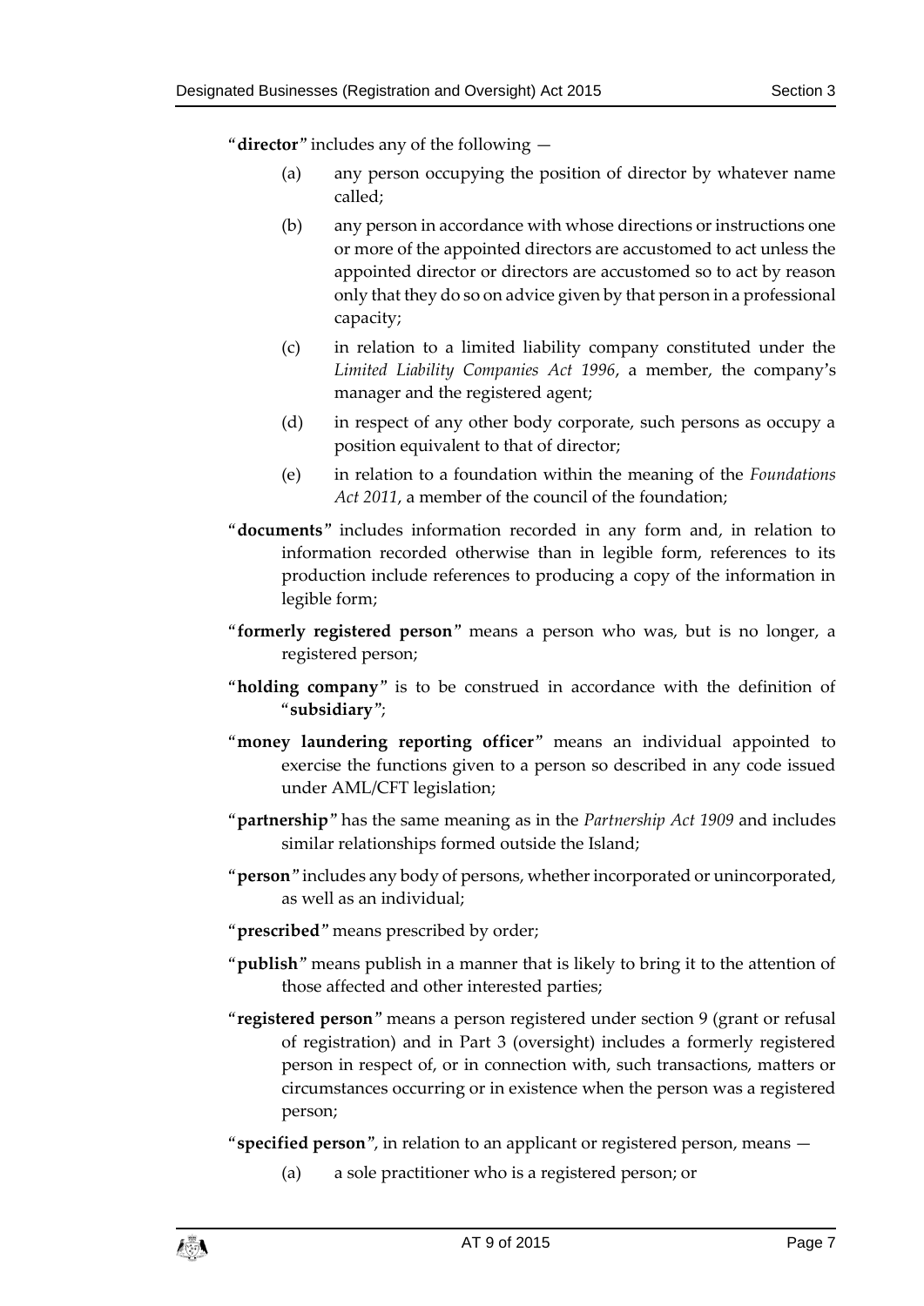"**director**" includes any of the following —

(a) any person occupying the position of director by whatever name called;

(b) any person in accordance with whose directions or instructions one or more of the appointed directors are accustomed to act unless the appointed director or directors are accustomed so to act by reason only that they do so on advice given by that person in a professional capacity;

(c) in relation to a limited liability company constituted under the *Limited Liability Companies Act 1996*, a member, the company's manager and the registered agent;

(d) in respect of any other body corporate, such persons as occupy a position equivalent to that of director;

(e) in relation to a foundation within the meaning of the *Foundations Act 2011*, a member of the council of the foundation;

"**documents**" includes information recorded in any form and, in relation to information recorded otherwise than in legible form, references to its production include references to producing a copy of the information in legible form;

"**formerly registered person**" means a person who was, but is no longer, a registered person;

"**holding company**" is to be construed in accordance with the definition of "**subsidiary**";

"**money laundering reporting officer**" means an individual appointed to exercise the functions given to a person so described in any code issued under AML/CFT legislation;

"**partnership**" has the same meaning as in the *Partnership Act 1909* and includes similar relationships formed outside the Island;

"**person**" includes any body of persons, whether incorporated or unincorporated, as well as an individual;

"**prescribed**" means prescribed by order;

"**publish**" means publish in a manner that is likely to bring it to the attention of those affected and other interested parties;

"**registered person**" means a person registered under section 9 (grant or refusal of registration) and in Part 3 (oversight) includes a formerly registered person in respect of, or in connection with, such transactions, matters or circumstances occurring or in existence when the person was a registered person;

"**specified person**", in relation to an applicant or registered person, means —

(a) a sole practitioner who is a registered person; or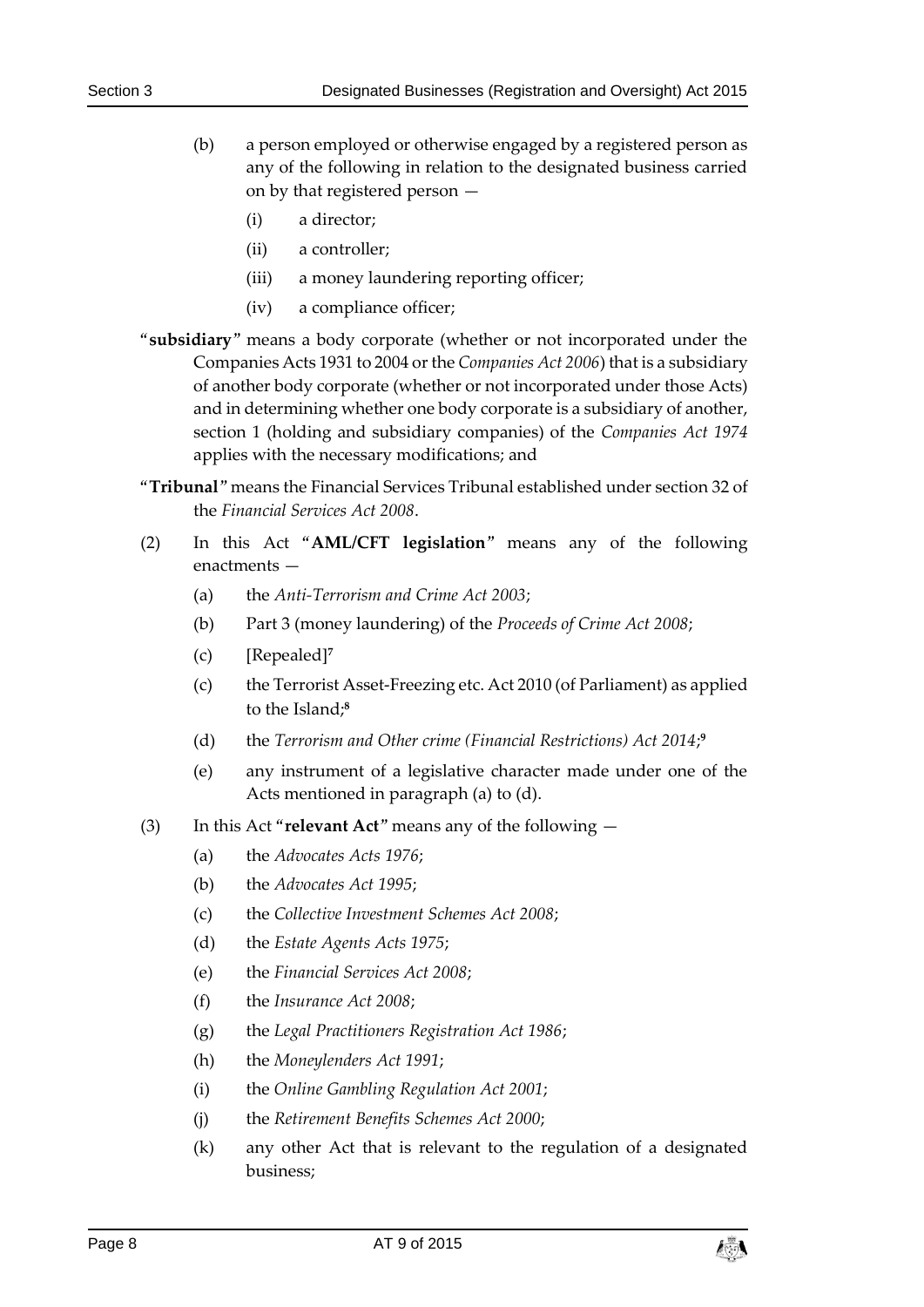(b) a person employed or otherwise engaged by a registered person as any of the following in relation to the designated business carried on by that registered person —

  (i) a director;

  (ii) a controller;

  (iii) a money laundering reporting officer;

  (iv) a compliance officer;

"**subsidiary**" means a body corporate (whether or not incorporated under the Companies Acts 1931 to 2004 or the *Companies Act 2006*) that is a subsidiary of another body corporate (whether or not incorporated under those Acts) and in determining whether one body corporate is a subsidiary of another, section 1 (holding and subsidiary companies) of the *Companies Act 1974* applies with the necessary modifications; and

"**Tribunal**" means the Financial Services Tribunal established under section 32 of the *Financial Services Act 2008*.

(2) In this Act "**AML/CFT legislation**" means any of the following enactments —

  (a) the *Anti-Terrorism and Crime Act 2003*;

  (b) Part 3 (money laundering) of the *Proceeds of Crime Act 2008*;

  (c) [Repealed][7]

  (c) the Terrorist Asset-Freezing etc. Act 2010 (of Parliament) as applied to the Island;[8]

  (d) the *Terrorism and Other crime (Financial Restrictions) Act 2014*;[9]

  (e) any instrument of a legislative character made under one of the Acts mentioned in paragraph (a) to (d).

(3) In this Act "**relevant Act**" means any of the following —

  (a) the *Advocates Acts 1976*;

  (b) the *Advocates Act 1995*;

  (c) the *Collective Investment Schemes Act 2008*;

  (d) the *Estate Agents Acts 1975*;

  (e) the *Financial Services Act 2008*;

  (f) the *Insurance Act 2008*;

  (g) the *Legal Practitioners Registration Act 1986*;

  (h) the *Moneylenders Act 1991*;

  (i) the *Online Gambling Regulation Act 2001*;

  (j) the *Retirement Benefits Schemes Act 2000*;

  (k) any other Act that is relevant to the regulation of a designated business;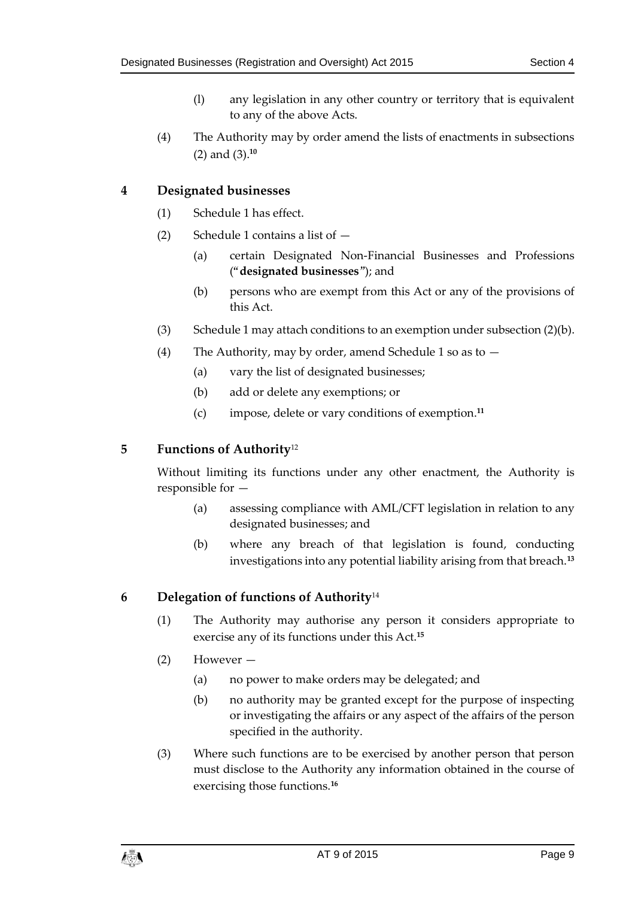(l) any legislation in any other country or territory that is equivalent to any of the above Acts.

(4) The Authority may by order amend the lists of enactments in subsections (2) and (3).[10]

## 4 Designated businesses

(1) Schedule 1 has effect.

(2) Schedule 1 contains a list of —

(a) certain Designated Non-Financial Businesses and Professions ("**designated businesses**"); and

(b) persons who are exempt from this Act or any of the provisions of this Act.

(3) Schedule 1 may attach conditions to an exemption under subsection (2)(b).

(4) The Authority, may by order, amend Schedule 1 so as to —

(a) vary the list of designated businesses;

(b) add or delete any exemptions; or

(c) impose, delete or vary conditions of exemption.[11]

## 5 Functions of Authority[12]

Without limiting its functions under any other enactment, the Authority is responsible for —

(a) assessing compliance with AML/CFT legislation in relation to any designated businesses; and

(b) where any breach of that legislation is found, conducting investigations into any potential liability arising from that breach.[13]

## 6 Delegation of functions of Authority[14]

(1) The Authority may authorise any person it considers appropriate to exercise any of its functions under this Act.[15]

(2) However —

(a) no power to make orders may be delegated; and

(b) no authority may be granted except for the purpose of inspecting or investigating the affairs or any aspect of the affairs of the person specified in the authority.

(3) Where such functions are to be exercised by another person that person must disclose to the Authority any information obtained in the course of exercising those functions.[16]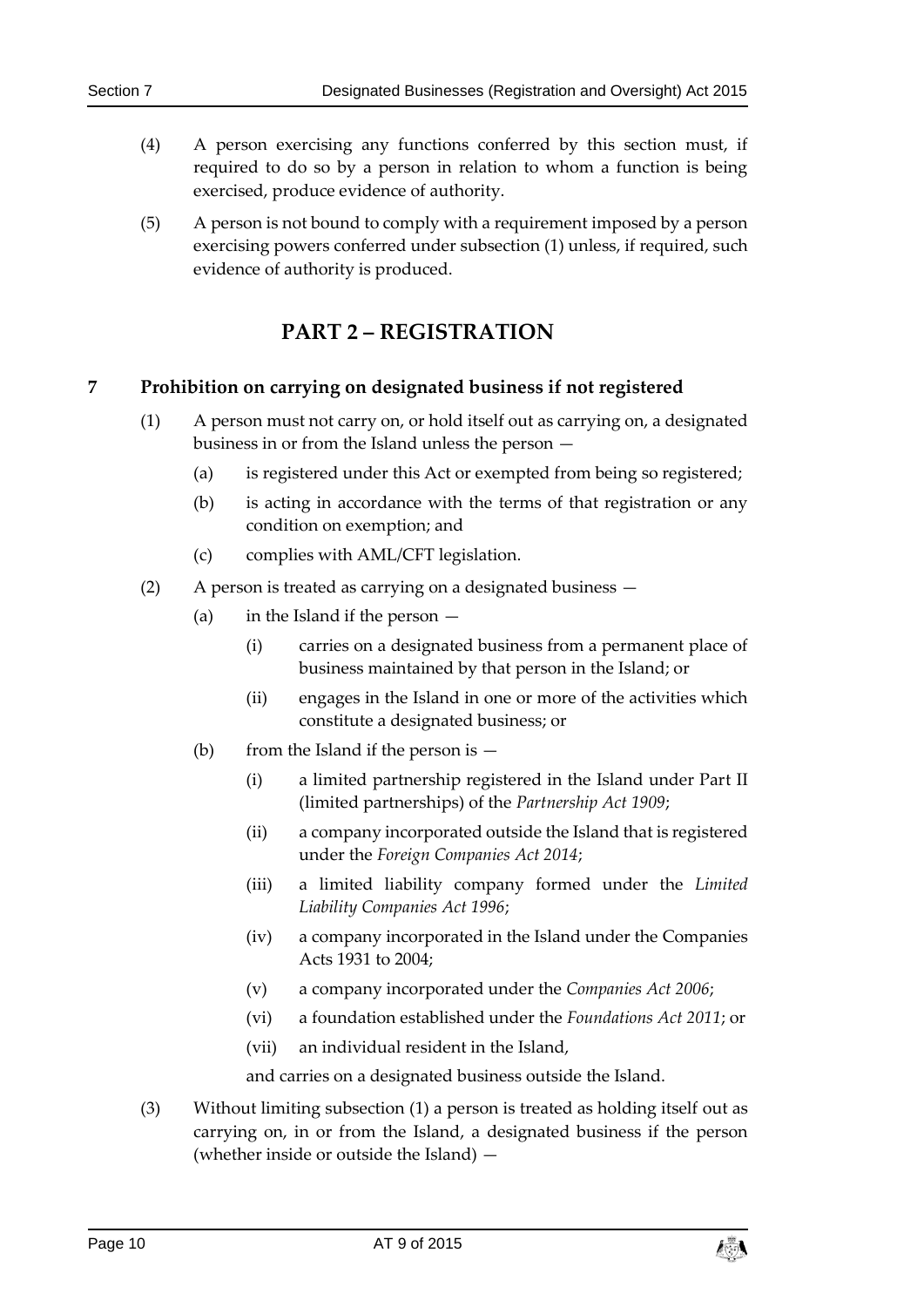(4) A person exercising any functions conferred by this section must, if required to do so by a person in relation to whom a function is being exercised, produce evidence of authority.

(5) A person is not bound to comply with a requirement imposed by a person exercising powers conferred under subsection (1) unless, if required, such evidence of authority is produced.

# PART 2 – REGISTRATION

## 7 Prohibition on carrying on designated business if not registered

(1) A person must not carry on, or hold itself out as carrying on, a designated business in or from the Island unless the person —

- (a) is registered under this Act or exempted from being so registered;
- (b) is acting in accordance with the terms of that registration or any condition on exemption; and
- (c) complies with AML/CFT legislation.

(2) A person is treated as carrying on a designated business —

- (a) in the Island if the person —
  - (i) carries on a designated business from a permanent place of business maintained by that person in the Island; or
  - (ii) engages in the Island in one or more of the activities which constitute a designated business; or
- (b) from the Island if the person is —
  - (i) a limited partnership registered in the Island under Part II (limited partnerships) of the *Partnership Act 1909*;
  - (ii) a company incorporated outside the Island that is registered under the *Foreign Companies Act 2014*;
  - (iii) a limited liability company formed under the *Limited Liability Companies Act 1996*;
  - (iv) a company incorporated in the Island under the Companies Acts 1931 to 2004;
  - (v) a company incorporated under the *Companies Act 2006*;
  - (vi) a foundation established under the *Foundations Act 2011*; or
  - (vii) an individual resident in the Island,

  and carries on a designated business outside the Island.

(3) Without limiting subsection (1) a person is treated as holding itself out as carrying on, in or from the Island, a designated business if the person (whether inside or outside the Island) —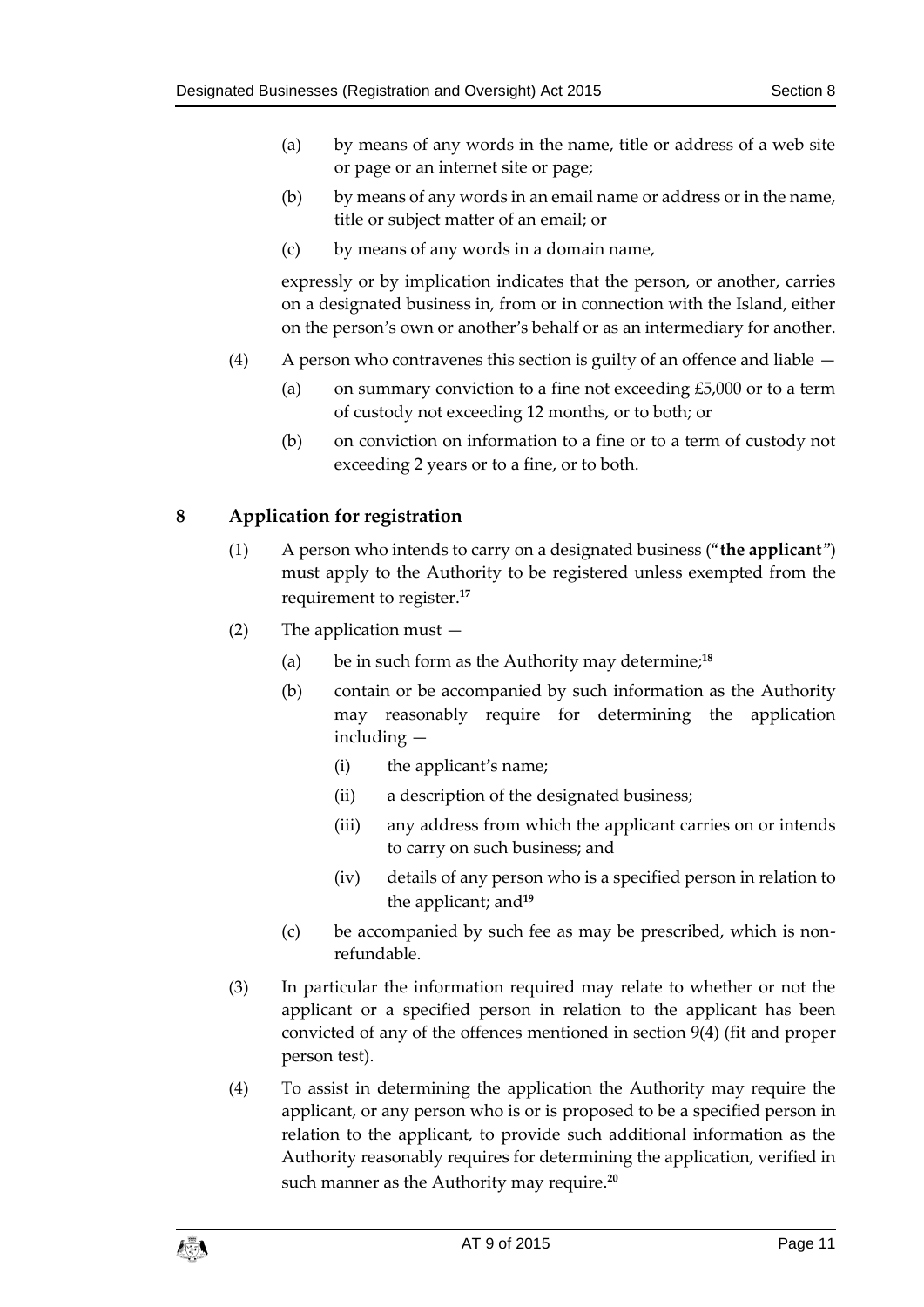(a) by means of any words in the name, title or address of a web site or page or an internet site or page;

(b) by means of any words in an email name or address or in the name, title or subject matter of an email; or

(c) by means of any words in a domain name,

expressly or by implication indicates that the person, or another, carries on a designated business in, from or in connection with the Island, either on the person's own or another's behalf or as an intermediary for another.

(4) A person who contravenes this section is guilty of an offence and liable —

(a) on summary conviction to a fine not exceeding £5,000 or to a term of custody not exceeding 12 months, or to both; or

(b) on conviction on information to a fine or to a term of custody not exceeding 2 years or to a fine, or to both.

## 8 Application for registration

(1) A person who intends to carry on a designated business ("**the applicant**") must apply to the Authority to be registered unless exempted from the requirement to register.[17]

(2) The application must —

(a) be in such form as the Authority may determine;[18]

(b) contain or be accompanied by such information as the Authority may reasonably require for determining the application including —

(i) the applicant's name;

(ii) a description of the designated business;

(iii) any address from which the applicant carries on or intends to carry on such business; and

(iv) details of any person who is a specified person in relation to the applicant; and[19]

(c) be accompanied by such fee as may be prescribed, which is non-refundable.

(3) In particular the information required may relate to whether or not the applicant or a specified person in relation to the applicant has been convicted of any of the offences mentioned in section 9(4) (fit and proper person test).

(4) To assist in determining the application the Authority may require the applicant, or any person who is or is proposed to be a specified person in relation to the applicant, to provide such additional information as the Authority reasonably requires for determining the application, verified in such manner as the Authority may require.[20]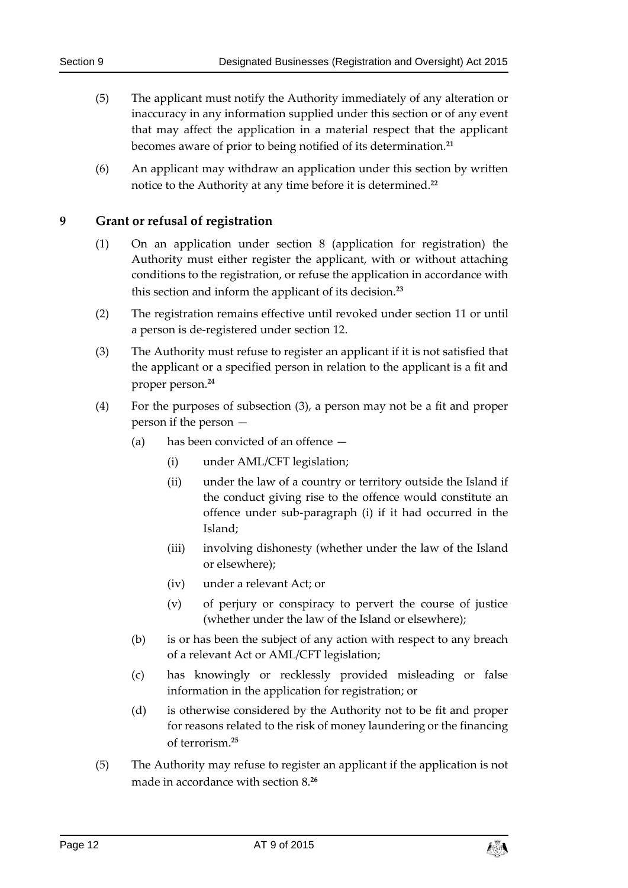(5) The applicant must notify the Authority immediately of any alteration or inaccuracy in any information supplied under this section or of any event that may affect the application in a material respect that the applicant becomes aware of prior to being notified of its determination.[21]

(6) An applicant may withdraw an application under this section by written notice to the Authority at any time before it is determined.[22]

## 9 Grant or refusal of registration

(1) On an application under section 8 (application for registration) the Authority must either register the applicant, with or without attaching conditions to the registration, or refuse the application in accordance with this section and inform the applicant of its decision.[23]

(2) The registration remains effective until revoked under section 11 or until a person is de-registered under section 12.

(3) The Authority must refuse to register an applicant if it is not satisfied that the applicant or a specified person in relation to the applicant is a fit and proper person.[24]

(4) For the purposes of subsection (3), a person may not be a fit and proper person if the person —

- (a) has been convicted of an offence —
  - (i) under AML/CFT legislation;
  - (ii) under the law of a country or territory outside the Island if the conduct giving rise to the offence would constitute an offence under sub-paragraph (i) if it had occurred in the Island;
  - (iii) involving dishonesty (whether under the law of the Island or elsewhere);
  - (iv) under a relevant Act; or
  - (v) of perjury or conspiracy to pervert the course of justice (whether under the law of the Island or elsewhere);
- (b) is or has been the subject of any action with respect to any breach of a relevant Act or AML/CFT legislation;
- (c) has knowingly or recklessly provided misleading or false information in the application for registration; or
- (d) is otherwise considered by the Authority not to be fit and proper for reasons related to the risk of money laundering or the financing of terrorism.[25]

(5) The Authority may refuse to register an applicant if the application is not made in accordance with section 8.[26]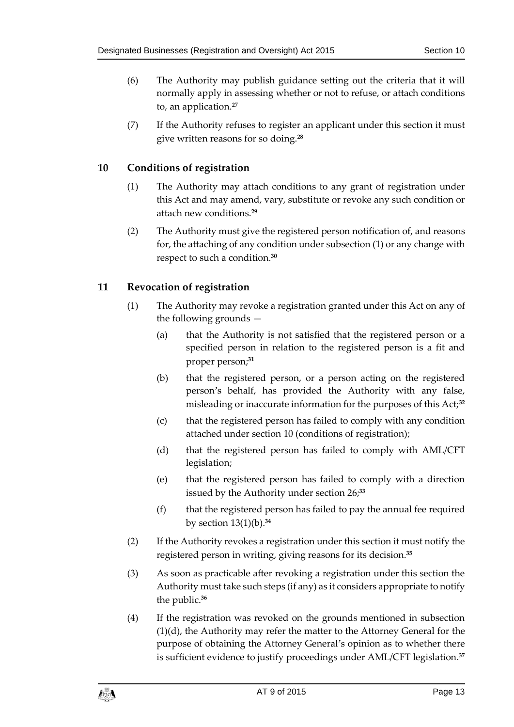(6) The Authority may publish guidance setting out the criteria that it will normally apply in assessing whether or not to refuse, or attach conditions to, an application.[27]

(7) If the Authority refuses to register an applicant under this section it must give written reasons for so doing.[28]

## 10 Conditions of registration

(1) The Authority may attach conditions to any grant of registration under this Act and may amend, vary, substitute or revoke any such condition or attach new conditions.[29]

(2) The Authority must give the registered person notification of, and reasons for, the attaching of any condition under subsection (1) or any change with respect to such a condition.[30]

## 11 Revocation of registration

(1) The Authority may revoke a registration granted under this Act on any of the following grounds —

(a) that the Authority is not satisfied that the registered person or a specified person in relation to the registered person is a fit and proper person;[31]

(b) that the registered person, or a person acting on the registered person's behalf, has provided the Authority with any false, misleading or inaccurate information for the purposes of this Act;[32]

(c) that the registered person has failed to comply with any condition attached under section 10 (conditions of registration);

(d) that the registered person has failed to comply with AML/CFT legislation;

(e) that the registered person has failed to comply with a direction issued by the Authority under section 26;[33]

(f) that the registered person has failed to pay the annual fee required by section 13(1)(b).[34]

(2) If the Authority revokes a registration under this section it must notify the registered person in writing, giving reasons for its decision.[35]

(3) As soon as practicable after revoking a registration under this section the Authority must take such steps (if any) as it considers appropriate to notify the public.[36]

(4) If the registration was revoked on the grounds mentioned in subsection (1)(d), the Authority may refer the matter to the Attorney General for the purpose of obtaining the Attorney General's opinion as to whether there is sufficient evidence to justify proceedings under AML/CFT legislation.[37]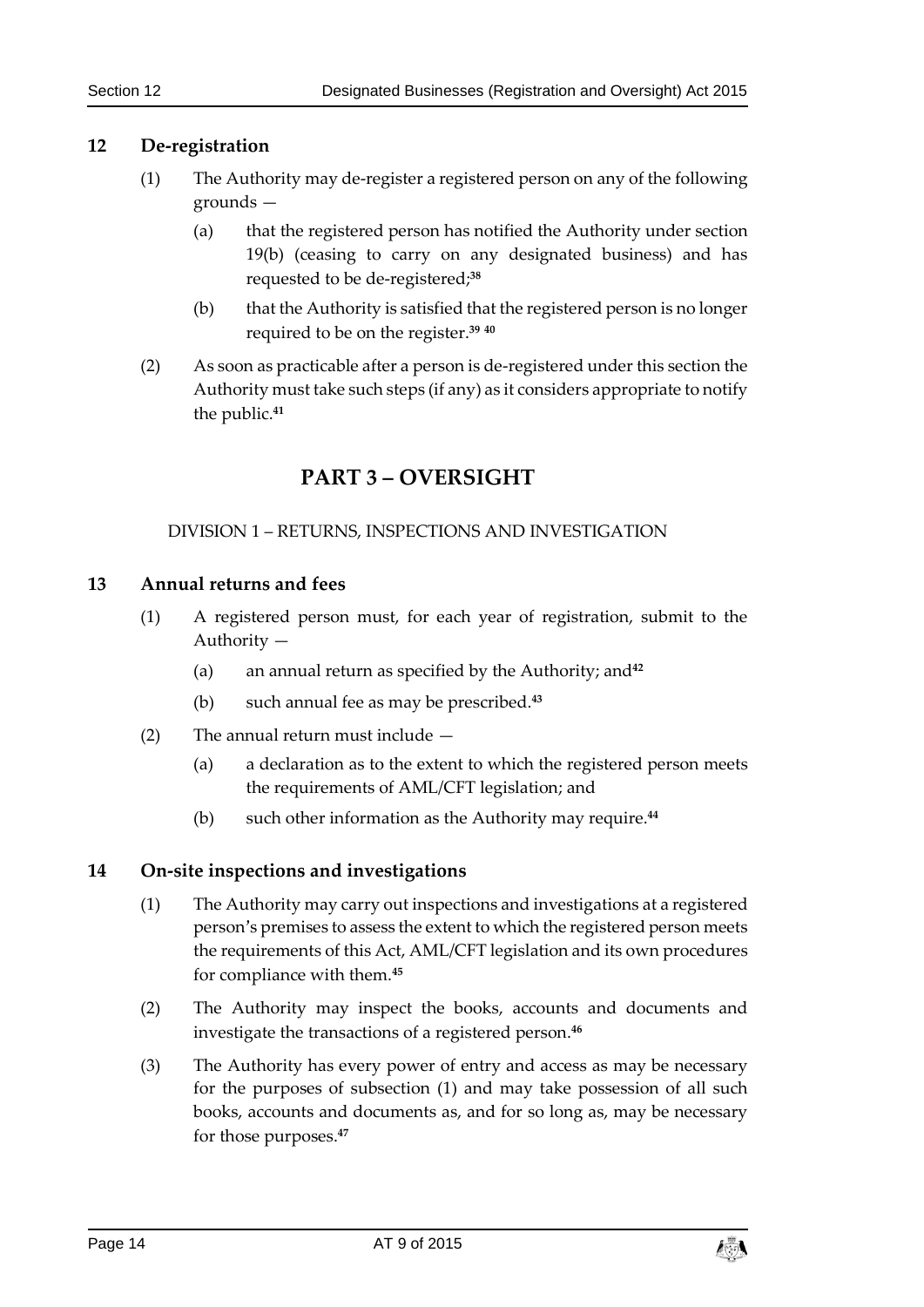## 12 De-registration

(1) The Authority may de-register a registered person on any of the following grounds —

(a) that the registered person has notified the Authority under section 19(b) (ceasing to carry on any designated business) and has requested to be de-registered;[38]

(b) that the Authority is satisfied that the registered person is no longer required to be on the register.[39] [40]

(2) As soon as practicable after a person is de-registered under this section the Authority must take such steps (if any) as it considers appropriate to notify the public.[41]

# PART 3 – OVERSIGHT

DIVISION 1 – RETURNS, INSPECTIONS AND INVESTIGATION

## 13 Annual returns and fees

(1) A registered person must, for each year of registration, submit to the Authority —

(a) an annual return as specified by the Authority; and[42]

(b) such annual fee as may be prescribed.[43]

(2) The annual return must include —

(a) a declaration as to the extent to which the registered person meets the requirements of AML/CFT legislation; and

(b) such other information as the Authority may require.[44]

## 14 On-site inspections and investigations

(1) The Authority may carry out inspections and investigations at a registered person's premises to assess the extent to which the registered person meets the requirements of this Act, AML/CFT legislation and its own procedures for compliance with them.[45]

(2) The Authority may inspect the books, accounts and documents and investigate the transactions of a registered person.[46]

(3) The Authority has every power of entry and access as may be necessary for the purposes of subsection (1) and may take possession of all such books, accounts and documents as, and for so long as, may be necessary for those purposes.[47]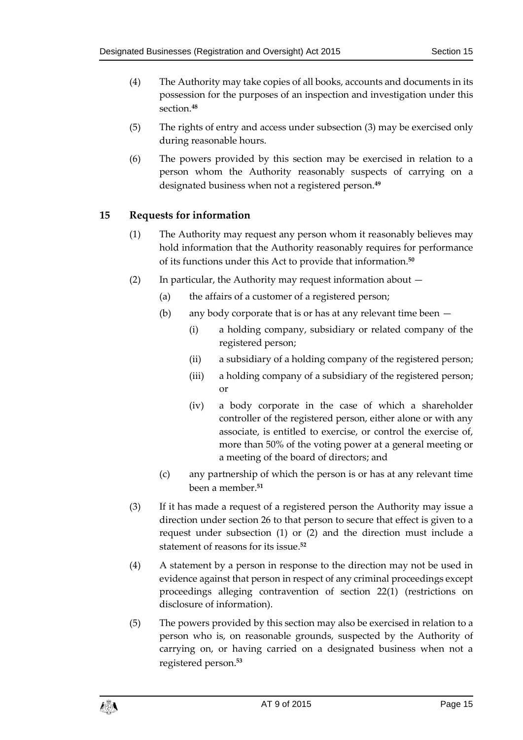(4) The Authority may take copies of all books, accounts and documents in its possession for the purposes of an inspection and investigation under this section.[48]

(5) The rights of entry and access under subsection (3) may be exercised only during reasonable hours.

(6) The powers provided by this section may be exercised in relation to a person whom the Authority reasonably suspects of carrying on a designated business when not a registered person.[49]

## 15 Requests for information

(1) The Authority may request any person whom it reasonably believes may hold information that the Authority reasonably requires for performance of its functions under this Act to provide that information.[50]

(2) In particular, the Authority may request information about —

(a) the affairs of a customer of a registered person;

(b) any body corporate that is or has at any relevant time been —

(i) a holding company, subsidiary or related company of the registered person;

(ii) a subsidiary of a holding company of the registered person;

(iii) a holding company of a subsidiary of the registered person; or

(iv) a body corporate in the case of which a shareholder controller of the registered person, either alone or with any associate, is entitled to exercise, or control the exercise of, more than 50% of the voting power at a general meeting or a meeting of the board of directors; and

(c) any partnership of which the person is or has at any relevant time been a member.[51]

(3) If it has made a request of a registered person the Authority may issue a direction under section 26 to that person to secure that effect is given to a request under subsection (1) or (2) and the direction must include a statement of reasons for its issue.[52]

(4) A statement by a person in response to the direction may not be used in evidence against that person in respect of any criminal proceedings except proceedings alleging contravention of section 22(1) (restrictions on disclosure of information).

(5) The powers provided by this section may also be exercised in relation to a person who is, on reasonable grounds, suspected by the Authority of carrying on, or having carried on a designated business when not a registered person.[53]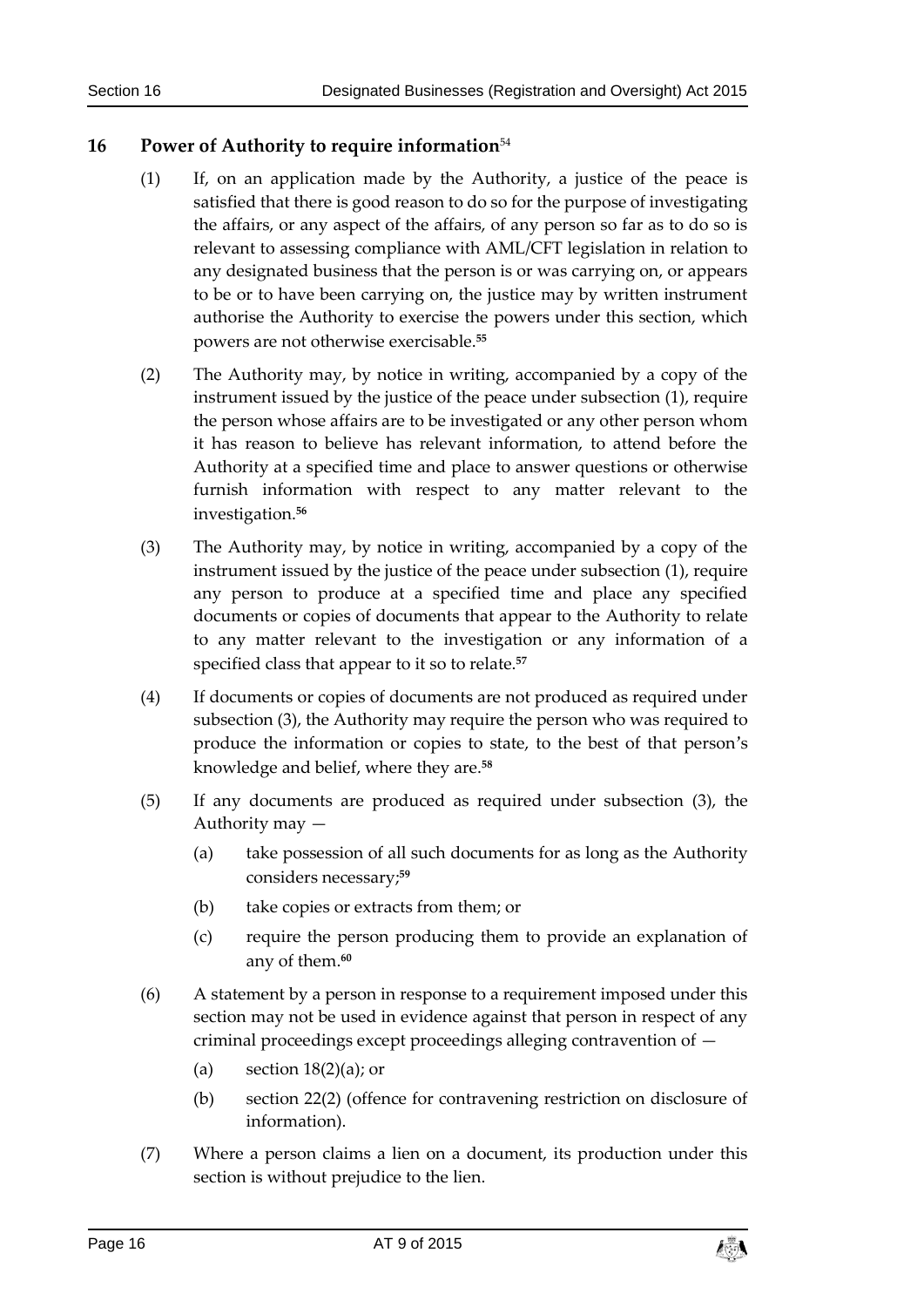## 16 Power of Authority to require information[54]

(1) If, on an application made by the Authority, a justice of the peace is satisfied that there is good reason to do so for the purpose of investigating the affairs, or any aspect of the affairs, of any person so far as to do so is relevant to assessing compliance with AML/CFT legislation in relation to any designated business that the person is or was carrying on, or appears to be or to have been carrying on, the justice may by written instrument authorise the Authority to exercise the powers under this section, which powers are not otherwise exercisable.[55]

(2) The Authority may, by notice in writing, accompanied by a copy of the instrument issued by the justice of the peace under subsection (1), require the person whose affairs are to be investigated or any other person whom it has reason to believe has relevant information, to attend before the Authority at a specified time and place to answer questions or otherwise furnish information with respect to any matter relevant to the investigation.[56]

(3) The Authority may, by notice in writing, accompanied by a copy of the instrument issued by the justice of the peace under subsection (1), require any person to produce at a specified time and place any specified documents or copies of documents that appear to the Authority to relate to any matter relevant to the investigation or any information of a specified class that appear to it so to relate.[57]

(4) If documents or copies of documents are not produced as required under subsection (3), the Authority may require the person who was required to produce the information or copies to state, to the best of that person's knowledge and belief, where they are.[58]

(5) If any documents are produced as required under subsection (3), the Authority may —

(a) take possession of all such documents for as long as the Authority considers necessary;[59]

(b) take copies or extracts from them; or

(c) require the person producing them to provide an explanation of any of them.[60]

(6) A statement by a person in response to a requirement imposed under this section may not be used in evidence against that person in respect of any criminal proceedings except proceedings alleging contravention of —

(a) section 18(2)(a); or

(b) section 22(2) (offence for contravening restriction on disclosure of information).

(7) Where a person claims a lien on a document, its production under this section is without prejudice to the lien.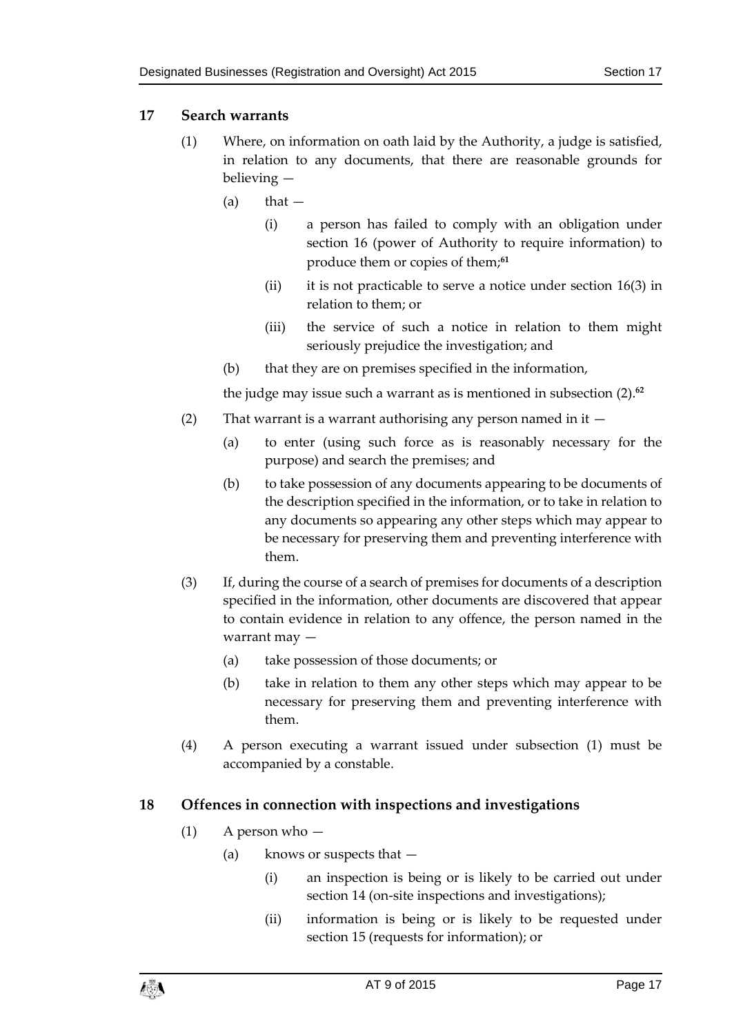## 17 Search warrants

(1) Where, on information on oath laid by the Authority, a judge is satisfied, in relation to any documents, that there are reasonable grounds for believing —

(a) that —

(i) a person has failed to comply with an obligation under section 16 (power of Authority to require information) to produce them or copies of them;[61]

(ii) it is not practicable to serve a notice under section 16(3) in relation to them; or

(iii) the service of such a notice in relation to them might seriously prejudice the investigation; and

(b) that they are on premises specified in the information,

the judge may issue such a warrant as is mentioned in subsection (2).[62]

(2) That warrant is a warrant authorising any person named in it —

(a) to enter (using such force as is reasonably necessary for the purpose) and search the premises; and

(b) to take possession of any documents appearing to be documents of the description specified in the information, or to take in relation to any documents so appearing any other steps which may appear to be necessary for preserving them and preventing interference with them.

(3) If, during the course of a search of premises for documents of a description specified in the information, other documents are discovered that appear to contain evidence in relation to any offence, the person named in the warrant may —

(a) take possession of those documents; or

(b) take in relation to them any other steps which may appear to be necessary for preserving them and preventing interference with them.

(4) A person executing a warrant issued under subsection (1) must be accompanied by a constable.

## 18 Offences in connection with inspections and investigations

(1) A person who —

(a) knows or suspects that —

(i) an inspection is being or is likely to be carried out under section 14 (on-site inspections and investigations);

(ii) information is being or is likely to be requested under section 15 (requests for information); or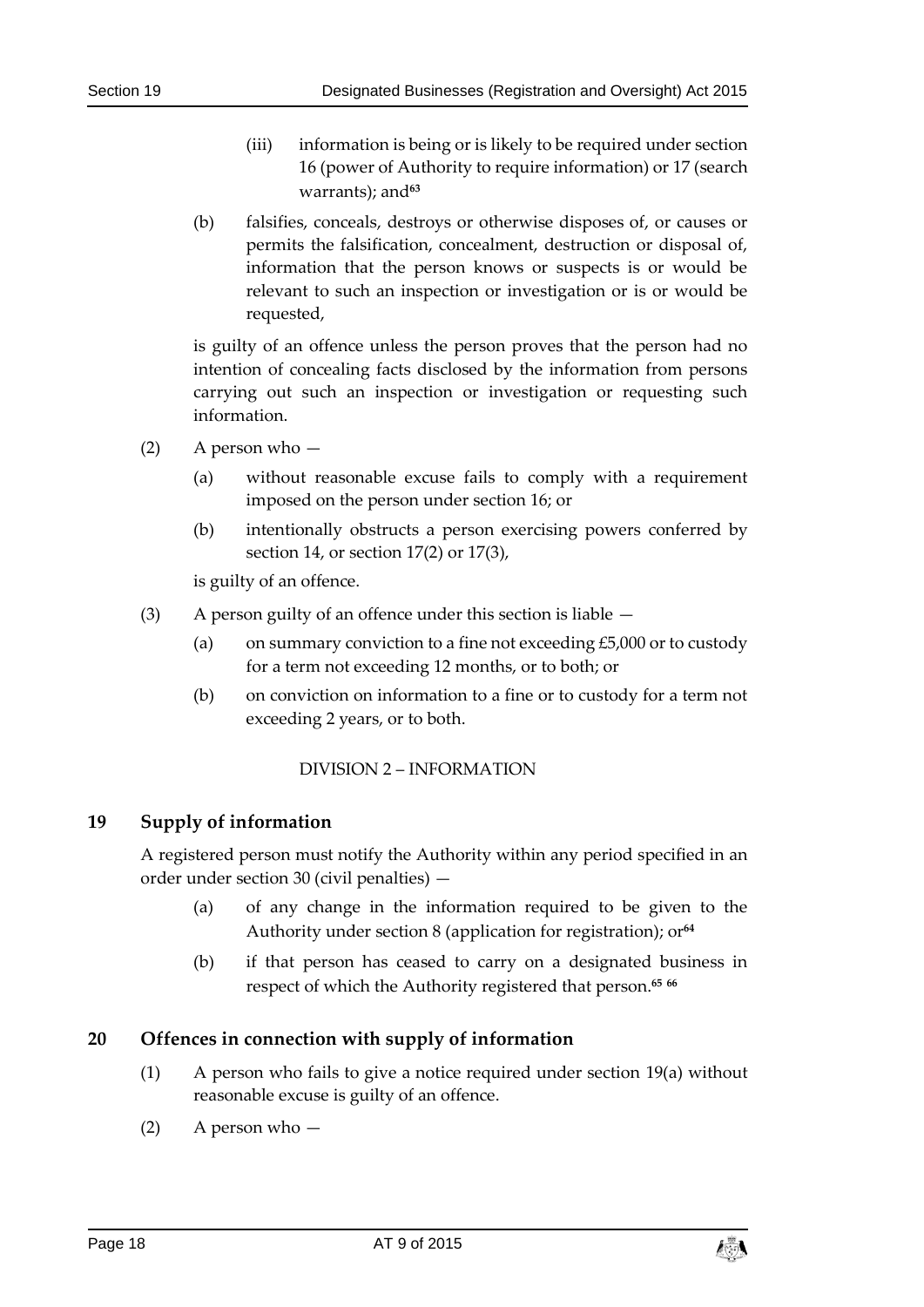(iii) information is being or is likely to be required under section 16 (power of Authority to require information) or 17 (search warrants); and[63]

(b) falsifies, conceals, destroys or otherwise disposes of, or causes or permits the falsification, concealment, destruction or disposal of, information that the person knows or suspects is or would be relevant to such an inspection or investigation or is or would be requested,

is guilty of an offence unless the person proves that the person had no intention of concealing facts disclosed by the information from persons carrying out such an inspection or investigation or requesting such information.

(2) A person who —

(a) without reasonable excuse fails to comply with a requirement imposed on the person under section 16; or

(b) intentionally obstructs a person exercising powers conferred by section 14, or section 17(2) or 17(3),

is guilty of an offence.

(3) A person guilty of an offence under this section is liable —

(a) on summary conviction to a fine not exceeding £5,000 or to custody for a term not exceeding 12 months, or to both; or

(b) on conviction on information to a fine or to custody for a term not exceeding 2 years, or to both.

DIVISION 2 – INFORMATION

## 19 Supply of information

A registered person must notify the Authority within any period specified in an order under section 30 (civil penalties) —

(a) of any change in the information required to be given to the Authority under section 8 (application for registration); or[64]

(b) if that person has ceased to carry on a designated business in respect of which the Authority registered that person.[65] [66]

## 20 Offences in connection with supply of information

(1) A person who fails to give a notice required under section 19(a) without reasonable excuse is guilty of an offence.

(2) A person who —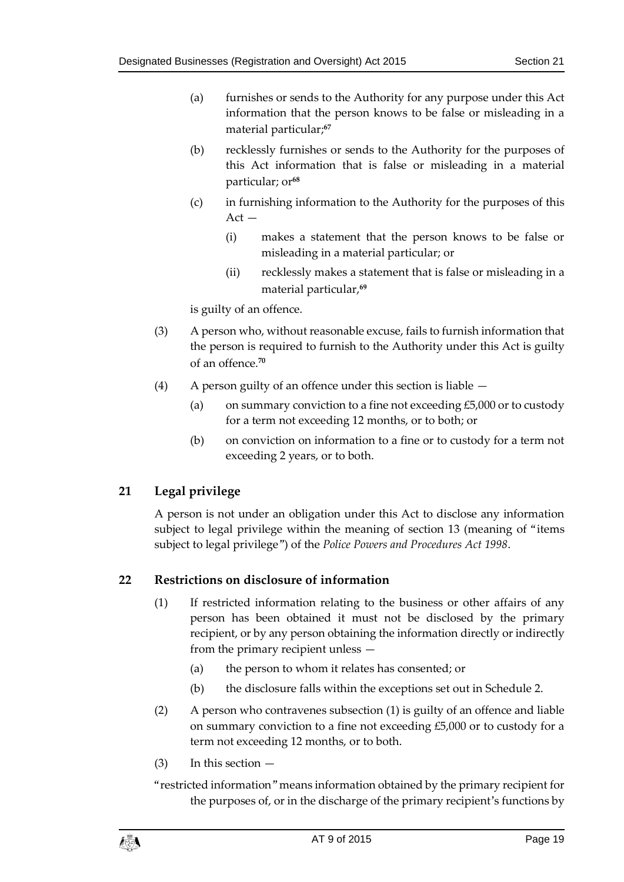(a) furnishes or sends to the Authority for any purpose under this Act information that the person knows to be false or misleading in a material particular;[67]

(b) recklessly furnishes or sends to the Authority for the purposes of this Act information that is false or misleading in a material particular; or[68]

(c) in furnishing information to the Authority for the purposes of this Act —

(i) makes a statement that the person knows to be false or misleading in a material particular; or

(ii) recklessly makes a statement that is false or misleading in a material particular,[69]

is guilty of an offence.

(3) A person who, without reasonable excuse, fails to furnish information that the person is required to furnish to the Authority under this Act is guilty of an offence.[70]

(4) A person guilty of an offence under this section is liable —

(a) on summary conviction to a fine not exceeding £5,000 or to custody for a term not exceeding 12 months, or to both; or

(b) on conviction on information to a fine or to custody for a term not exceeding 2 years, or to both.

## 21 Legal privilege

A person is not under an obligation under this Act to disclose any information subject to legal privilege within the meaning of section 13 (meaning of "items subject to legal privilege") of the *Police Powers and Procedures Act 1998*.

## 22 Restrictions on disclosure of information

(1) If restricted information relating to the business or other affairs of any person has been obtained it must not be disclosed by the primary recipient, or by any person obtaining the information directly or indirectly from the primary recipient unless —

(a) the person to whom it relates has consented; or

(b) the disclosure falls within the exceptions set out in Schedule 2.

(2) A person who contravenes subsection (1) is guilty of an offence and liable on summary conviction to a fine not exceeding £5,000 or to custody for a term not exceeding 12 months, or to both.

(3) In this section —

"restricted information" means information obtained by the primary recipient for the purposes of, or in the discharge of the primary recipient's functions by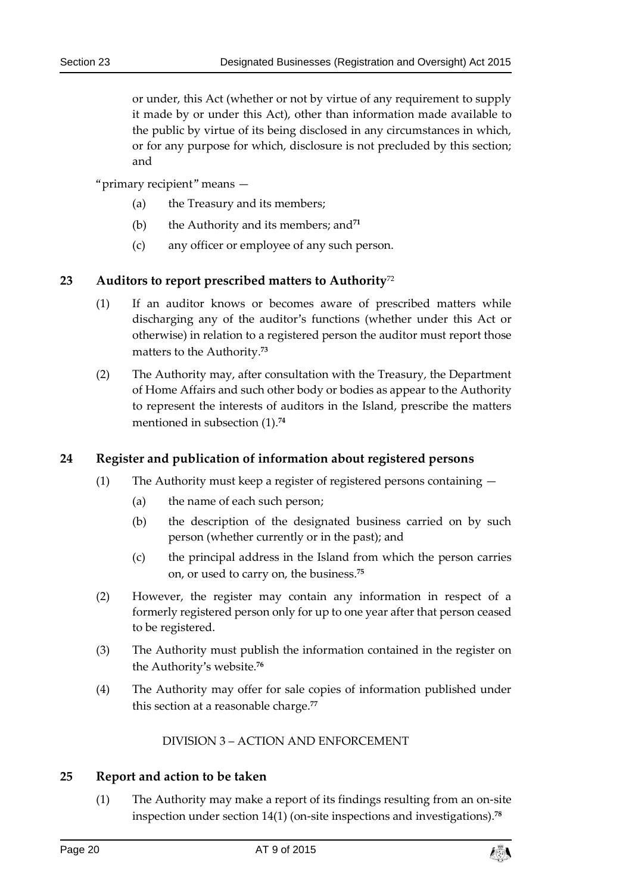or under, this Act (whether or not by virtue of any requirement to supply it made by or under this Act), other than information made available to the public by virtue of its being disclosed in any circumstances in which, or for any purpose for which, disclosure is not precluded by this section; and

"primary recipient" means —

(a) the Treasury and its members;

(b) the Authority and its members; and[71]

(c) any officer or employee of any such person.

## 23 Auditors to report prescribed matters to Authority[72]

(1) If an auditor knows or becomes aware of prescribed matters while discharging any of the auditor's functions (whether under this Act or otherwise) in relation to a registered person the auditor must report those matters to the Authority.[73]

(2) The Authority may, after consultation with the Treasury, the Department of Home Affairs and such other body or bodies as appear to the Authority to represent the interests of auditors in the Island, prescribe the matters mentioned in subsection (1).[74]

## 24 Register and publication of information about registered persons

(1) The Authority must keep a register of registered persons containing —

(a) the name of each such person;

(b) the description of the designated business carried on by such person (whether currently or in the past); and

(c) the principal address in the Island from which the person carries on, or used to carry on, the business.[75]

(2) However, the register may contain any information in respect of a formerly registered person only for up to one year after that person ceased to be registered.

(3) The Authority must publish the information contained in the register on the Authority's website.[76]

(4) The Authority may offer for sale copies of information published under this section at a reasonable charge.[77]

DIVISION 3 – ACTION AND ENFORCEMENT

## 25 Report and action to be taken

(1) The Authority may make a report of its findings resulting from an on-site inspection under section 14(1) (on-site inspections and investigations).[78]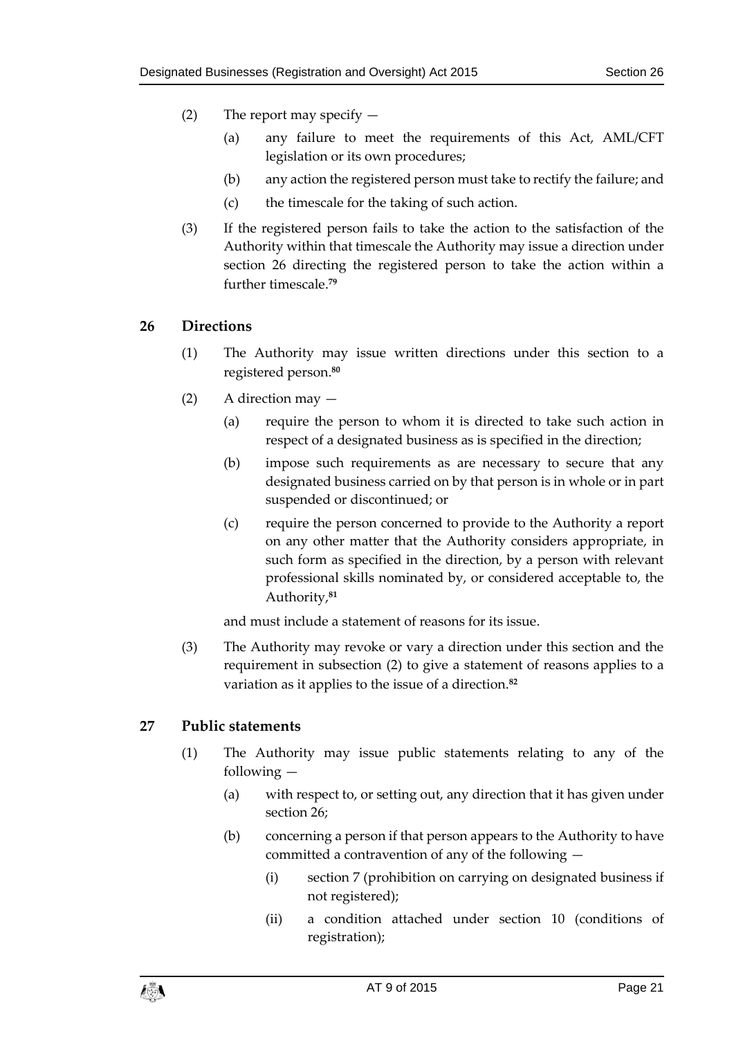(2) The report may specify —

(a) any failure to meet the requirements of this Act, AML/CFT legislation or its own procedures;

(b) any action the registered person must take to rectify the failure; and

(c) the timescale for the taking of such action.

(3) If the registered person fails to take the action to the satisfaction of the Authority within that timescale the Authority may issue a direction under section 26 directing the registered person to take the action within a further timescale.[79]

## 26 Directions

(1) The Authority may issue written directions under this section to a registered person.[80]

(2) A direction may —

(a) require the person to whom it is directed to take such action in respect of a designated business as is specified in the direction;

(b) impose such requirements as are necessary to secure that any designated business carried on by that person is in whole or in part suspended or discontinued; or

(c) require the person concerned to provide to the Authority a report on any other matter that the Authority considers appropriate, in such form as specified in the direction, by a person with relevant professional skills nominated by, or considered acceptable to, the Authority,[81]

and must include a statement of reasons for its issue.

(3) The Authority may revoke or vary a direction under this section and the requirement in subsection (2) to give a statement of reasons applies to a variation as it applies to the issue of a direction.[82]

## 27 Public statements

(1) The Authority may issue public statements relating to any of the following —

(a) with respect to, or setting out, any direction that it has given under section 26;

(b) concerning a person if that person appears to the Authority to have committed a contravention of any of the following —

(i) section 7 (prohibition on carrying on designated business if not registered);

(ii) a condition attached under section 10 (conditions of registration);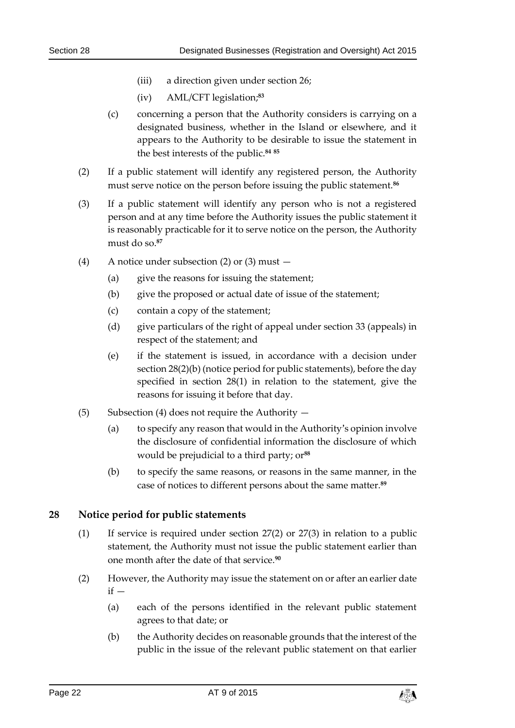(iii) a direction given under section 26;

(iv) AML/CFT legislation;[83]

(c) concerning a person that the Authority considers is carrying on a designated business, whether in the Island or elsewhere, and it appears to the Authority to be desirable to issue the statement in the best interests of the public.[84 85]

(2) If a public statement will identify any registered person, the Authority must serve notice on the person before issuing the public statement.[86]

(3) If a public statement will identify any person who is not a registered person and at any time before the Authority issues the public statement it is reasonably practicable for it to serve notice on the person, the Authority must do so.[87]

(4) A notice under subsection (2) or (3) must —

(a) give the reasons for issuing the statement;

(b) give the proposed or actual date of issue of the statement;

(c) contain a copy of the statement;

(d) give particulars of the right of appeal under section 33 (appeals) in respect of the statement; and

(e) if the statement is issued, in accordance with a decision under section 28(2)(b) (notice period for public statements), before the day specified in section 28(1) in relation to the statement, give the reasons for issuing it before that day.

(5) Subsection (4) does not require the Authority —

(a) to specify any reason that would in the Authority's opinion involve the disclosure of confidential information the disclosure of which would be prejudicial to a third party; or[88]

(b) to specify the same reasons, or reasons in the same manner, in the case of notices to different persons about the same matter.[89]

## 28 Notice period for public statements

(1) If service is required under section 27(2) or 27(3) in relation to a public statement, the Authority must not issue the public statement earlier than one month after the date of that service.[90]

(2) However, the Authority may issue the statement on or after an earlier date if —

(a) each of the persons identified in the relevant public statement agrees to that date; or

(b) the Authority decides on reasonable grounds that the interest of the public in the issue of the relevant public statement on that earlier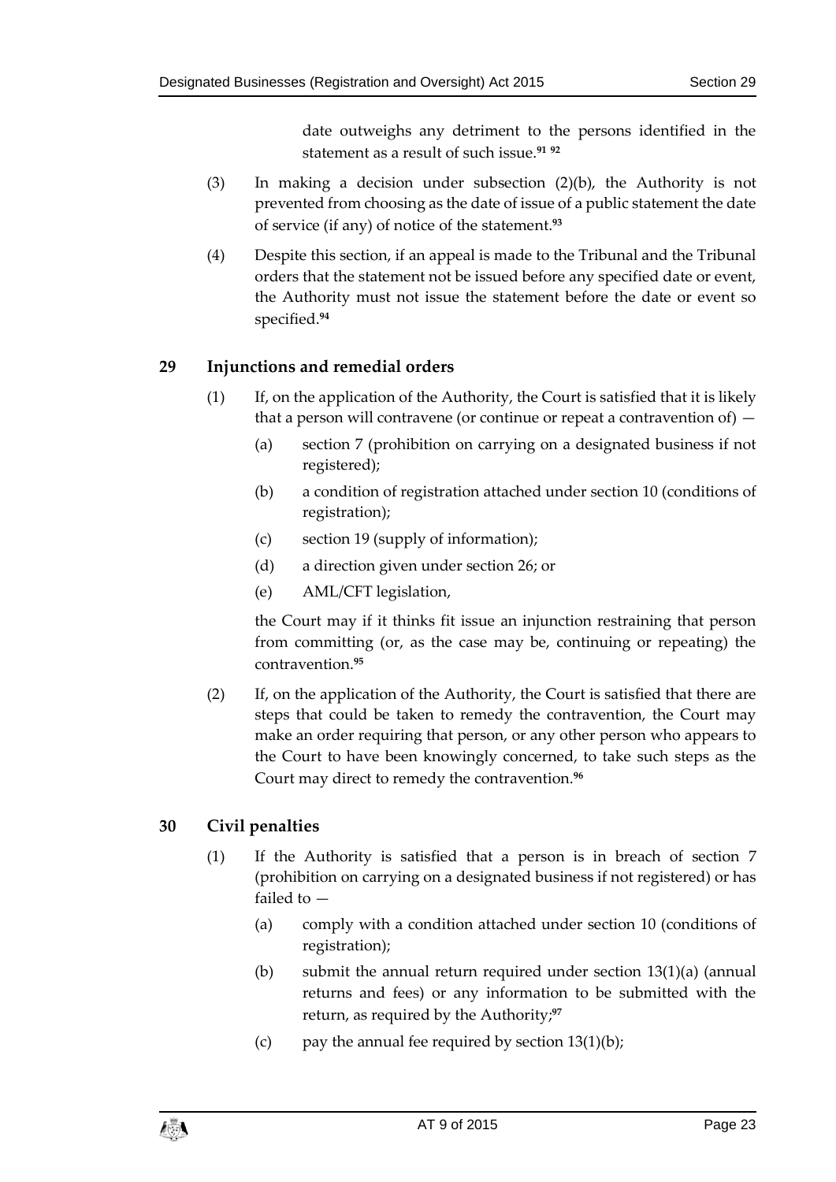date outweighs any detriment to the persons identified in the statement as a result of such issue.[91] [92]

(3) In making a decision under subsection (2)(b), the Authority is not prevented from choosing as the date of issue of a public statement the date of service (if any) of notice of the statement.[93]

(4) Despite this section, if an appeal is made to the Tribunal and the Tribunal orders that the statement not be issued before any specified date or event, the Authority must not issue the statement before the date or event so specified.[94]

## 29 Injunctions and remedial orders

(1) If, on the application of the Authority, the Court is satisfied that it is likely that a person will contravene (or continue or repeat a contravention of) —

(a) section 7 (prohibition on carrying on a designated business if not registered);

(b) a condition of registration attached under section 10 (conditions of registration);

(c) section 19 (supply of information);

(d) a direction given under section 26; or

(e) AML/CFT legislation,

the Court may if it thinks fit issue an injunction restraining that person from committing (or, as the case may be, continuing or repeating) the contravention.[95]

(2) If, on the application of the Authority, the Court is satisfied that there are steps that could be taken to remedy the contravention, the Court may make an order requiring that person, or any other person who appears to the Court to have been knowingly concerned, to take such steps as the Court may direct to remedy the contravention.[96]

## 30 Civil penalties

(1) If the Authority is satisfied that a person is in breach of section 7 (prohibition on carrying on a designated business if not registered) or has failed to —

(a) comply with a condition attached under section 10 (conditions of registration);

(b) submit the annual return required under section 13(1)(a) (annual returns and fees) or any information to be submitted with the return, as required by the Authority;[97]

(c) pay the annual fee required by section 13(1)(b);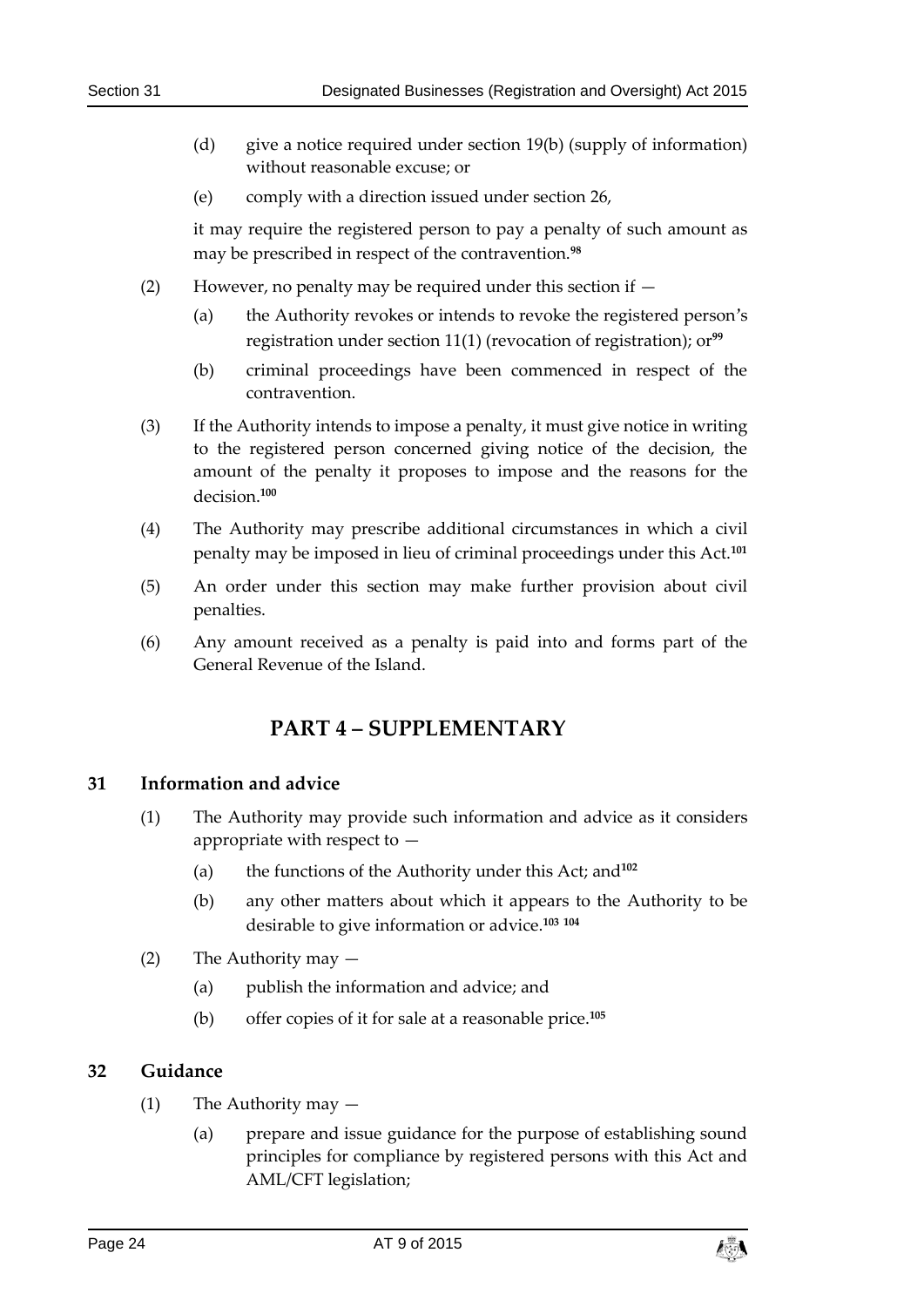(d) give a notice required under section 19(b) (supply of information) without reasonable excuse; or

(e) comply with a direction issued under section 26,

it may require the registered person to pay a penalty of such amount as may be prescribed in respect of the contravention.[98]

(2) However, no penalty may be required under this section if —

(a) the Authority revokes or intends to revoke the registered person's registration under section 11(1) (revocation of registration); or[99]

(b) criminal proceedings have been commenced in respect of the contravention.

(3) If the Authority intends to impose a penalty, it must give notice in writing to the registered person concerned giving notice of the decision, the amount of the penalty it proposes to impose and the reasons for the decision.[100]

(4) The Authority may prescribe additional circumstances in which a civil penalty may be imposed in lieu of criminal proceedings under this Act.[101]

(5) An order under this section may make further provision about civil penalties.

(6) Any amount received as a penalty is paid into and forms part of the General Revenue of the Island.

## PART 4 – SUPPLEMENTARY

### 31 Information and advice

(1) The Authority may provide such information and advice as it considers appropriate with respect to —

(a) the functions of the Authority under this Act; and[102]

(b) any other matters about which it appears to the Authority to be desirable to give information or advice.[103] [104]

(2) The Authority may —

(a) publish the information and advice; and

(b) offer copies of it for sale at a reasonable price.[105]

### 32 Guidance

(1) The Authority may —

(a) prepare and issue guidance for the purpose of establishing sound principles for compliance by registered persons with this Act and AML/CFT legislation;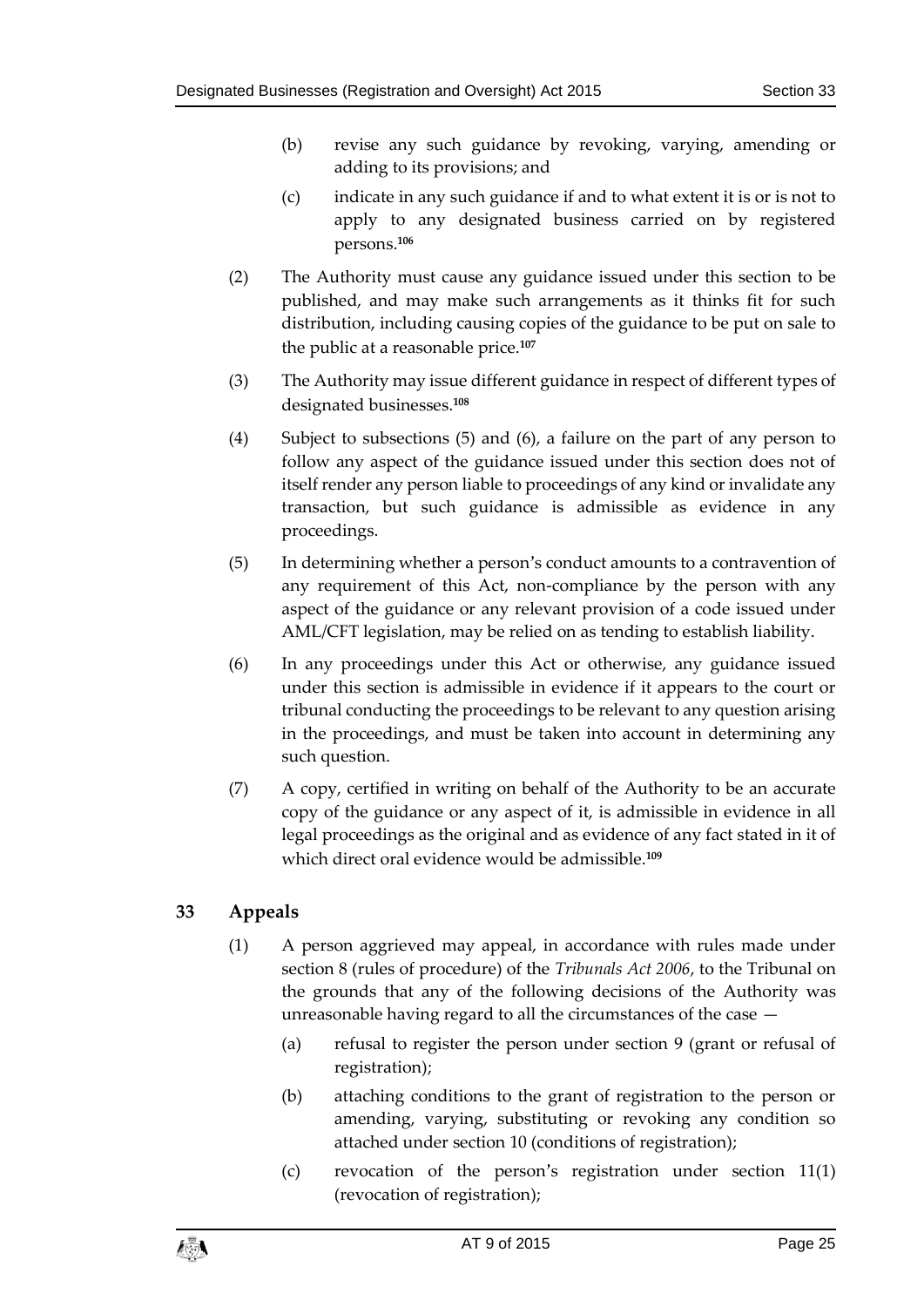(b) revise any such guidance by revoking, varying, amending or adding to its provisions; and

(c) indicate in any such guidance if and to what extent it is or is not to apply to any designated business carried on by registered persons.[106]

(2) The Authority must cause any guidance issued under this section to be published, and may make such arrangements as it thinks fit for such distribution, including causing copies of the guidance to be put on sale to the public at a reasonable price.[107]

(3) The Authority may issue different guidance in respect of different types of designated businesses.[108]

(4) Subject to subsections (5) and (6), a failure on the part of any person to follow any aspect of the guidance issued under this section does not of itself render any person liable to proceedings of any kind or invalidate any transaction, but such guidance is admissible as evidence in any proceedings.

(5) In determining whether a person's conduct amounts to a contravention of any requirement of this Act, non-compliance by the person with any aspect of the guidance or any relevant provision of a code issued under AML/CFT legislation, may be relied on as tending to establish liability.

(6) In any proceedings under this Act or otherwise, any guidance issued under this section is admissible in evidence if it appears to the court or tribunal conducting the proceedings to be relevant to any question arising in the proceedings, and must be taken into account in determining any such question.

(7) A copy, certified in writing on behalf of the Authority to be an accurate copy of the guidance or any aspect of it, is admissible in evidence in all legal proceedings as the original and as evidence of any fact stated in it of which direct oral evidence would be admissible.[109]

## 33 Appeals

(1) A person aggrieved may appeal, in accordance with rules made under section 8 (rules of procedure) of the *Tribunals Act 2006*, to the Tribunal on the grounds that any of the following decisions of the Authority was unreasonable having regard to all the circumstances of the case —

(a) refusal to register the person under section 9 (grant or refusal of registration);

(b) attaching conditions to the grant of registration to the person or amending, varying, substituting or revoking any condition so attached under section 10 (conditions of registration);

(c) revocation of the person's registration under section 11(1) (revocation of registration);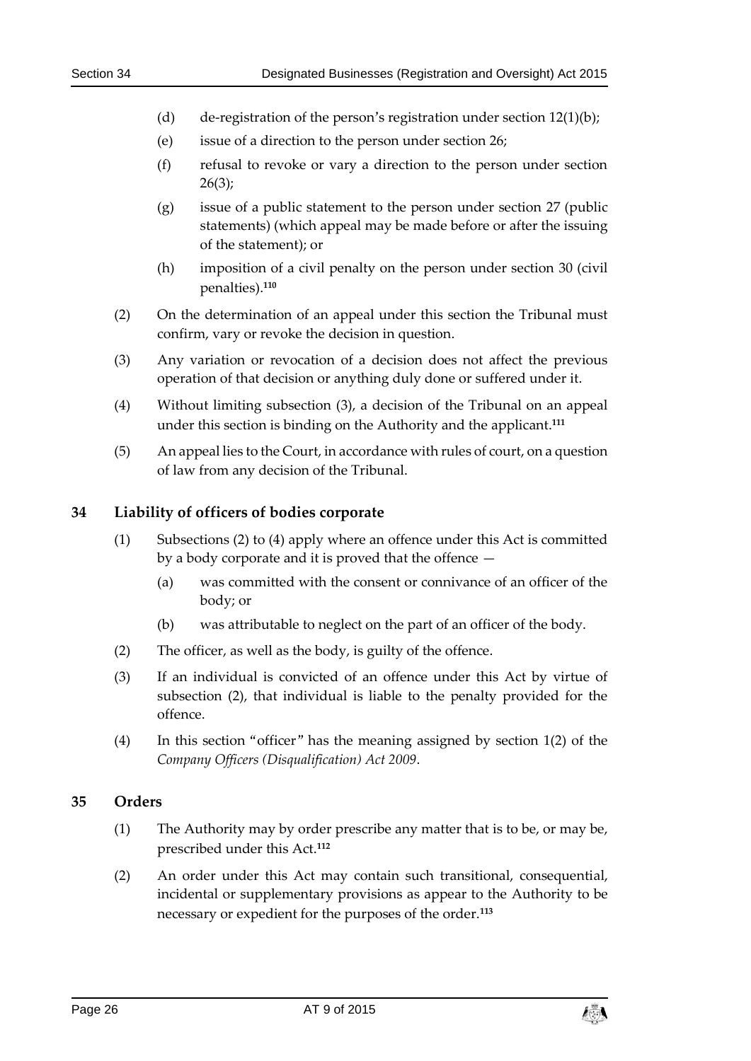(d) de-registration of the person's registration under section 12(1)(b);

(e) issue of a direction to the person under section 26;

(f) refusal to revoke or vary a direction to the person under section 26(3);

(g) issue of a public statement to the person under section 27 (public statements) (which appeal may be made before or after the issuing of the statement); or

(h) imposition of a civil penalty on the person under section 30 (civil penalties).[110]

(2) On the determination of an appeal under this section the Tribunal must confirm, vary or revoke the decision in question.

(3) Any variation or revocation of a decision does not affect the previous operation of that decision or anything duly done or suffered under it.

(4) Without limiting subsection (3), a decision of the Tribunal on an appeal under this section is binding on the Authority and the applicant.[111]

(5) An appeal lies to the Court, in accordance with rules of court, on a question of law from any decision of the Tribunal.

## 34 Liability of officers of bodies corporate

(1) Subsections (2) to (4) apply where an offence under this Act is committed by a body corporate and it is proved that the offence —

(a) was committed with the consent or connivance of an officer of the body; or

(b) was attributable to neglect on the part of an officer of the body.

(2) The officer, as well as the body, is guilty of the offence.

(3) If an individual is convicted of an offence under this Act by virtue of subsection (2), that individual is liable to the penalty provided for the offence.

(4) In this section "officer" has the meaning assigned by section 1(2) of the *Company Officers (Disqualification) Act 2009*.

## 35 Orders

(1) The Authority may by order prescribe any matter that is to be, or may be, prescribed under this Act.[112]

(2) An order under this Act may contain such transitional, consequential, incidental or supplementary provisions as appear to the Authority to be necessary or expedient for the purposes of the order.[113]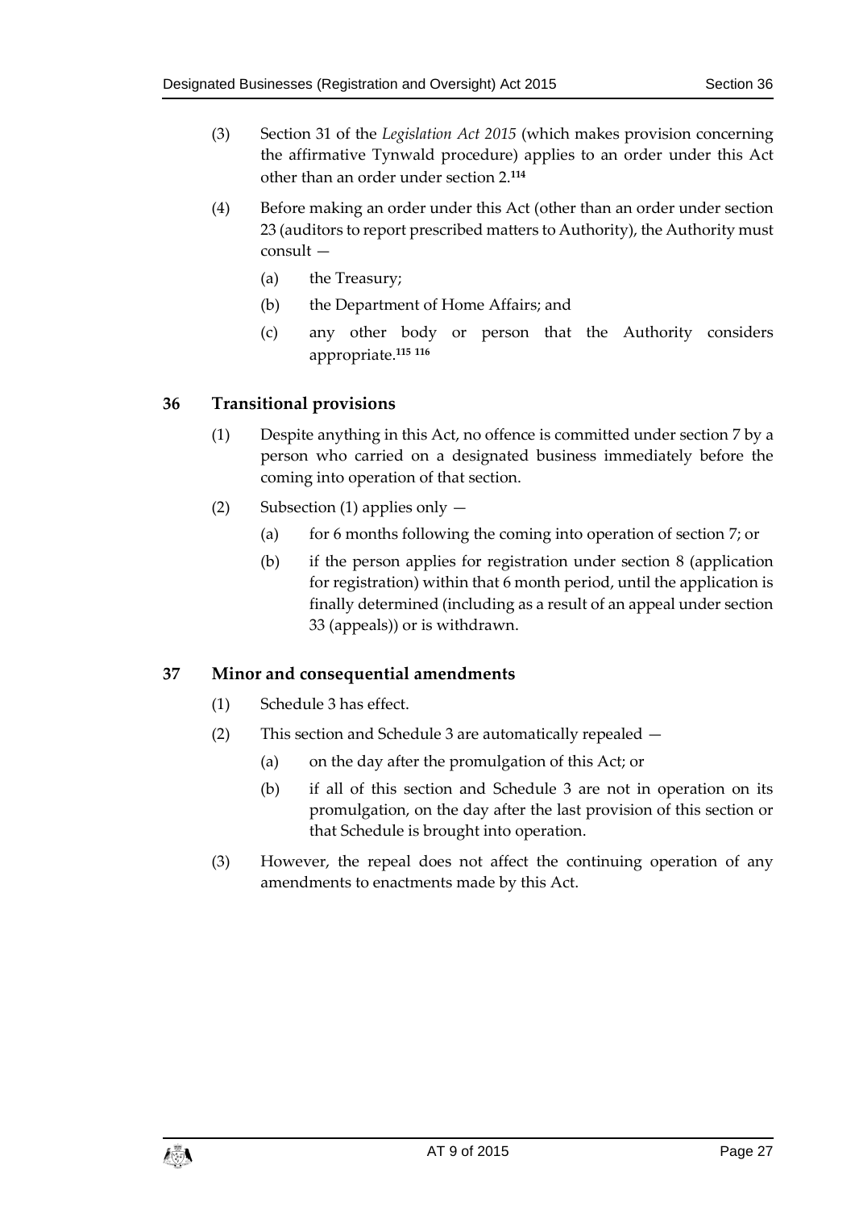(3) Section 31 of the *Legislation Act 2015* (which makes provision concerning the affirmative Tynwald procedure) applies to an order under this Act other than an order under section 2.[114]

(4) Before making an order under this Act (other than an order under section 23 (auditors to report prescribed matters to Authority), the Authority must consult —

(a) the Treasury;

(b) the Department of Home Affairs; and

(c) any other body or person that the Authority considers appropriate.[115] [116]

## 36 Transitional provisions

(1) Despite anything in this Act, no offence is committed under section 7 by a person who carried on a designated business immediately before the coming into operation of that section.

(2) Subsection (1) applies only —

(a) for 6 months following the coming into operation of section 7; or

(b) if the person applies for registration under section 8 (application for registration) within that 6 month period, until the application is finally determined (including as a result of an appeal under section 33 (appeals)) or is withdrawn.

## 37 Minor and consequential amendments

(1) Schedule 3 has effect.

(2) This section and Schedule 3 are automatically repealed —

(a) on the day after the promulgation of this Act; or

(b) if all of this section and Schedule 3 are not in operation on its promulgation, on the day after the last provision of this section or that Schedule is brought into operation.

(3) However, the repeal does not affect the continuing operation of any amendments to enactments made by this Act.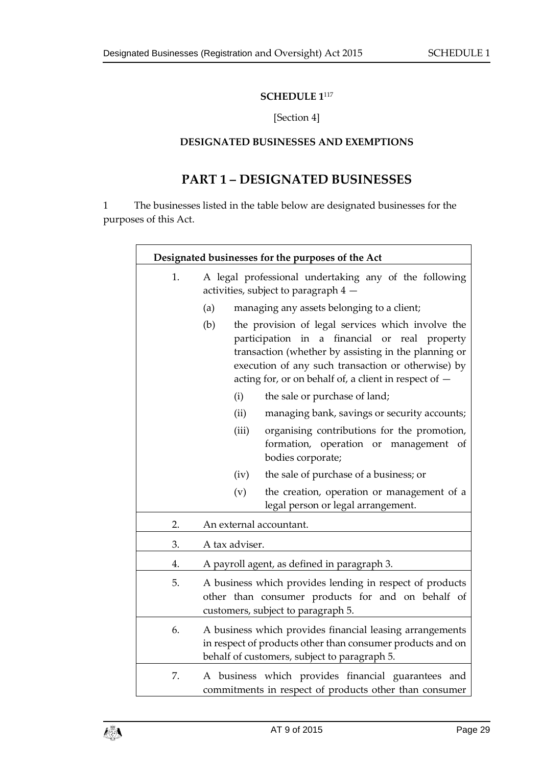**SCHEDULE 1**[117]

[Section 4]

**DESIGNATED BUSINESSES AND EXEMPTIONS**

## PART 1 – DESIGNATED BUSINESSES

1 The businesses listed in the table below are designated businesses for the purposes of this Act.

| **Designated businesses for the purposes of the Act** | |
|---|---|
| 1. | A legal professional undertaking any of the following activities, subject to paragraph 4 —<br>(a) managing any assets belonging to a client;<br>(b) the provision of legal services which involve the participation in a financial or real property transaction (whether by assisting in the planning or execution of any such transaction or otherwise) by acting for, or on behalf of, a client in respect of —<br>(i) the sale or purchase of land;<br>(ii) managing bank, savings or security accounts;<br>(iii) organising contributions for the promotion, formation, operation or management of bodies corporate;<br>(iv) the sale of purchase of a business; or<br>(v) the creation, operation or management of a legal person or legal arrangement. |
| 2. | An external accountant. |
| 3. | A tax adviser. |
| 4. | A payroll agent, as defined in paragraph 3. |
| 5. | A business which provides lending in respect of products other than consumer products for and on behalf of customers, subject to paragraph 5. |
| 6. | A business which provides financial leasing arrangements in respect of products other than consumer products and on behalf of customers, subject to paragraph 5. |
| 7. | A business which provides financial guarantees and commitments in respect of products other than consumer |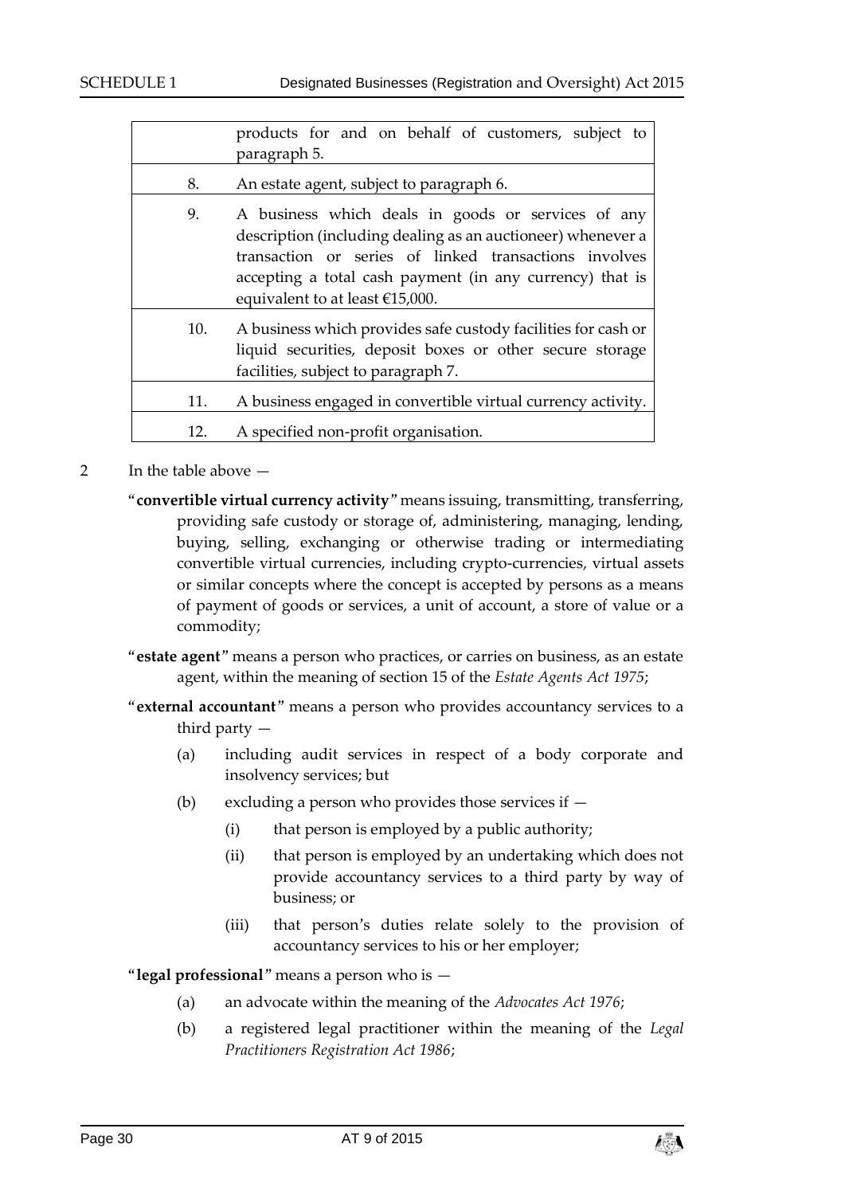|  |  |
| --- | --- |
|  | products for and on behalf of customers, subject to paragraph 5. |
| 8. | An estate agent, subject to paragraph 6. |
| 9. | A business which deals in goods or services of any description (including dealing as an auctioneer) whenever a transaction or series of linked transactions involves accepting a total cash payment (in any currency) that is equivalent to at least €15,000. |
| 10. | A business which provides safe custody facilities for cash or liquid securities, deposit boxes or other secure storage facilities, subject to paragraph 7. |
| 11. | A business engaged in convertible virtual currency activity. |
| 12. | A specified non-profit organisation. |

2 In the table above —

"**convertible virtual currency activity**" means issuing, transmitting, transferring, providing safe custody or storage of, administering, managing, lending, buying, selling, exchanging or otherwise trading or intermediating convertible virtual currencies, including crypto-currencies, virtual assets or similar concepts where the concept is accepted by persons as a means of payment of goods or services, a unit of account, a store of value or a commodity;

"**estate agent**" means a person who practices, or carries on business, as an estate agent, within the meaning of section 15 of the *Estate Agents Act 1975*;

"**external accountant**" means a person who provides accountancy services to a third party —

(a) including audit services in respect of a body corporate and insolvency services; but

(b) excluding a person who provides those services if —

(i) that person is employed by a public authority;

(ii) that person is employed by an undertaking which does not provide accountancy services to a third party by way of business; or

(iii) that person's duties relate solely to the provision of accountancy services to his or her employer;

"**legal professional**" means a person who is —

(a) an advocate within the meaning of the *Advocates Act 1976*;

(b) a registered legal practitioner within the meaning of the *Legal Practitioners Registration Act 1986*;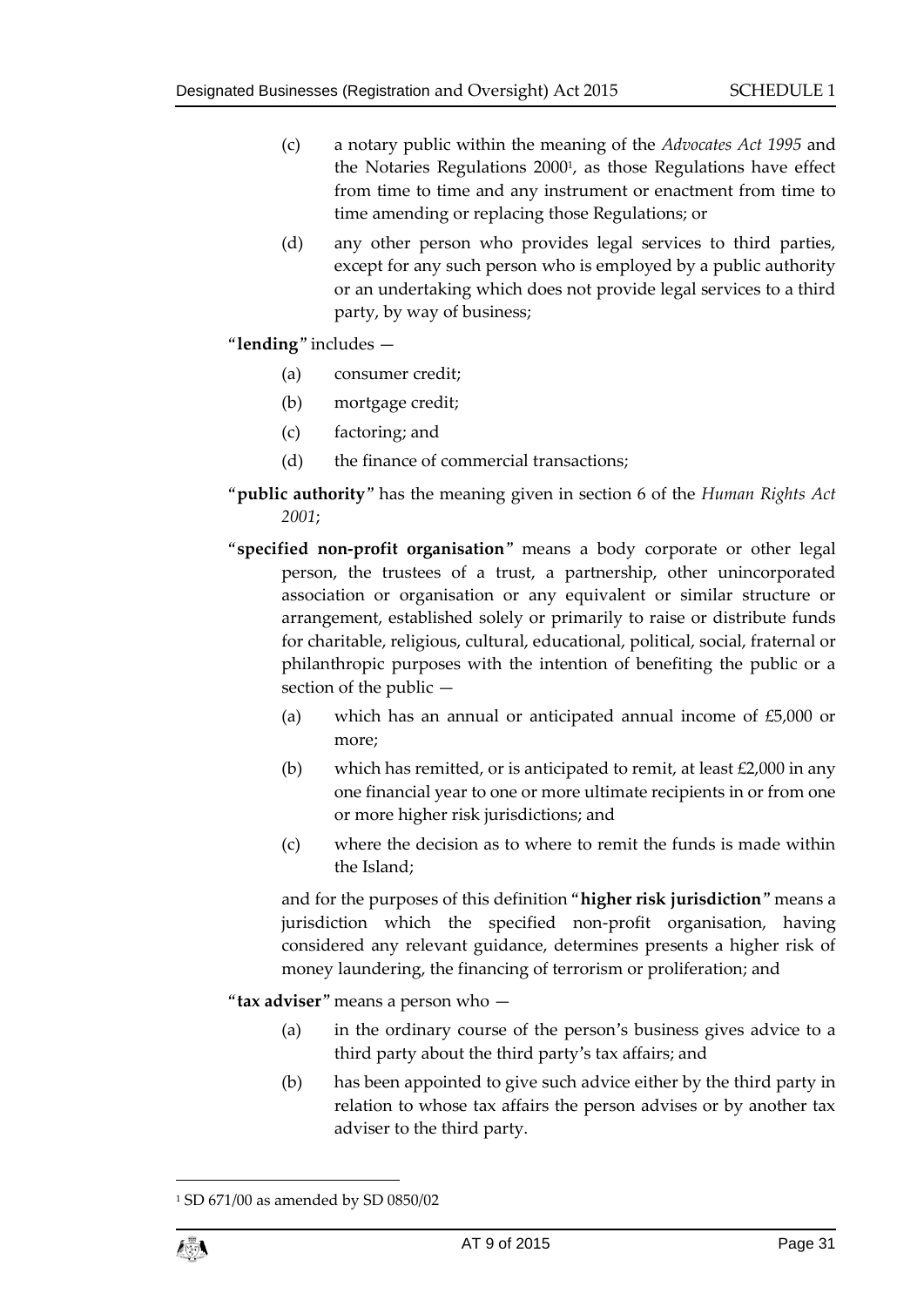(c) a notary public within the meaning of the *Advocates Act 1995* and the Notaries Regulations 2000[1], as those Regulations have effect from time to time and any instrument or enactment from time to time amending or replacing those Regulations; or

(d) any other person who provides legal services to third parties, except for any such person who is employed by a public authority or an undertaking which does not provide legal services to a third party, by way of business;

"**lending**" includes —

(a) consumer credit;

(b) mortgage credit;

(c) factoring; and

(d) the finance of commercial transactions;

"**public authority**" has the meaning given in section 6 of the *Human Rights Act 2001*;

"**specified non-profit organisation**" means a body corporate or other legal person, the trustees of a trust, a partnership, other unincorporated association or organisation or any equivalent or similar structure or arrangement, established solely or primarily to raise or distribute funds for charitable, religious, cultural, educational, political, social, fraternal or philanthropic purposes with the intention of benefiting the public or a section of the public —

(a) which has an annual or anticipated annual income of £5,000 or more;

(b) which has remitted, or is anticipated to remit, at least £2,000 in any one financial year to one or more ultimate recipients in or from one or more higher risk jurisdictions; and

(c) where the decision as to where to remit the funds is made within the Island;

and for the purposes of this definition "**higher risk jurisdiction**" means a jurisdiction which the specified non-profit organisation, having considered any relevant guidance, determines presents a higher risk of money laundering, the financing of terrorism or proliferation; and

"**tax adviser**" means a person who —

(a) in the ordinary course of the person's business gives advice to a third party about the third party's tax affairs; and

(b) has been appointed to give such advice either by the third party in relation to whose tax affairs the person advises or by another tax adviser to the third party.

[1] SD 671/00 as amended by SD 0850/02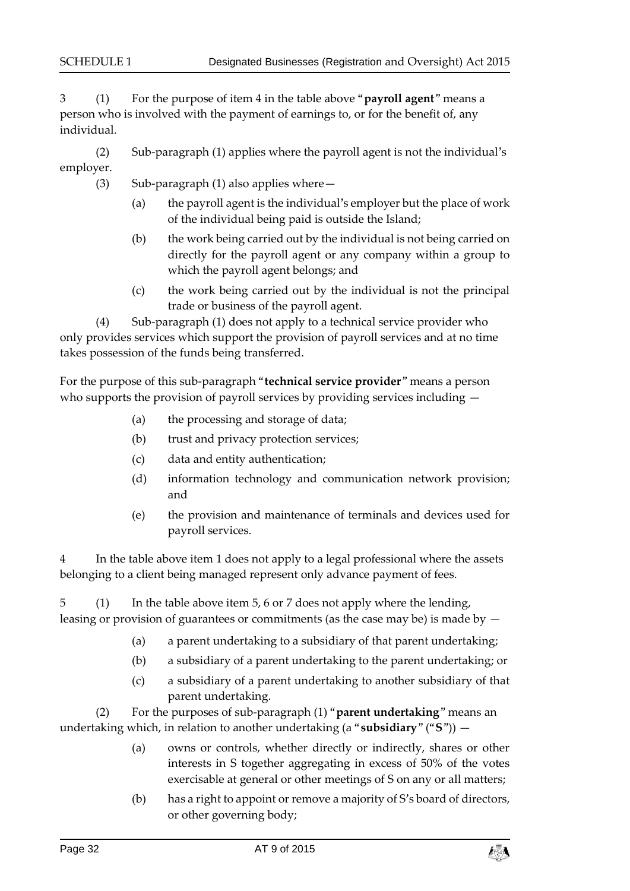3 (1) For the purpose of item 4 in the table above "**payroll agent**" means a person who is involved with the payment of earnings to, or for the benefit of, any individual.

(2) Sub-paragraph (1) applies where the payroll agent is not the individual's employer.

(3) Sub-paragraph (1) also applies where—

(a) the payroll agent is the individual's employer but the place of work of the individual being paid is outside the Island;

(b) the work being carried out by the individual is not being carried on directly for the payroll agent or any company within a group to which the payroll agent belongs; and

(c) the work being carried out by the individual is not the principal trade or business of the payroll agent.

(4) Sub-paragraph (1) does not apply to a technical service provider who only provides services which support the provision of payroll services and at no time takes possession of the funds being transferred.

For the purpose of this sub-paragraph "**technical service provider**" means a person who supports the provision of payroll services by providing services including —

(a) the processing and storage of data;

(b) trust and privacy protection services;

(c) data and entity authentication;

(d) information technology and communication network provision; and

(e) the provision and maintenance of terminals and devices used for payroll services.

4 In the table above item 1 does not apply to a legal professional where the assets belonging to a client being managed represent only advance payment of fees.

5 (1) In the table above item 5, 6 or 7 does not apply where the lending, leasing or provision of guarantees or commitments (as the case may be) is made by —

(a) a parent undertaking to a subsidiary of that parent undertaking;

(b) a subsidiary of a parent undertaking to the parent undertaking; or

(c) a subsidiary of a parent undertaking to another subsidiary of that parent undertaking.

(2) For the purposes of sub-paragraph (1) "**parent undertaking**" means an undertaking which, in relation to another undertaking (a "**subsidiary**" ("**S**")) —

(a) owns or controls, whether directly or indirectly, shares or other interests in S together aggregating in excess of 50% of the votes exercisable at general or other meetings of S on any or all matters;

(b) has a right to appoint or remove a majority of S's board of directors, or other governing body;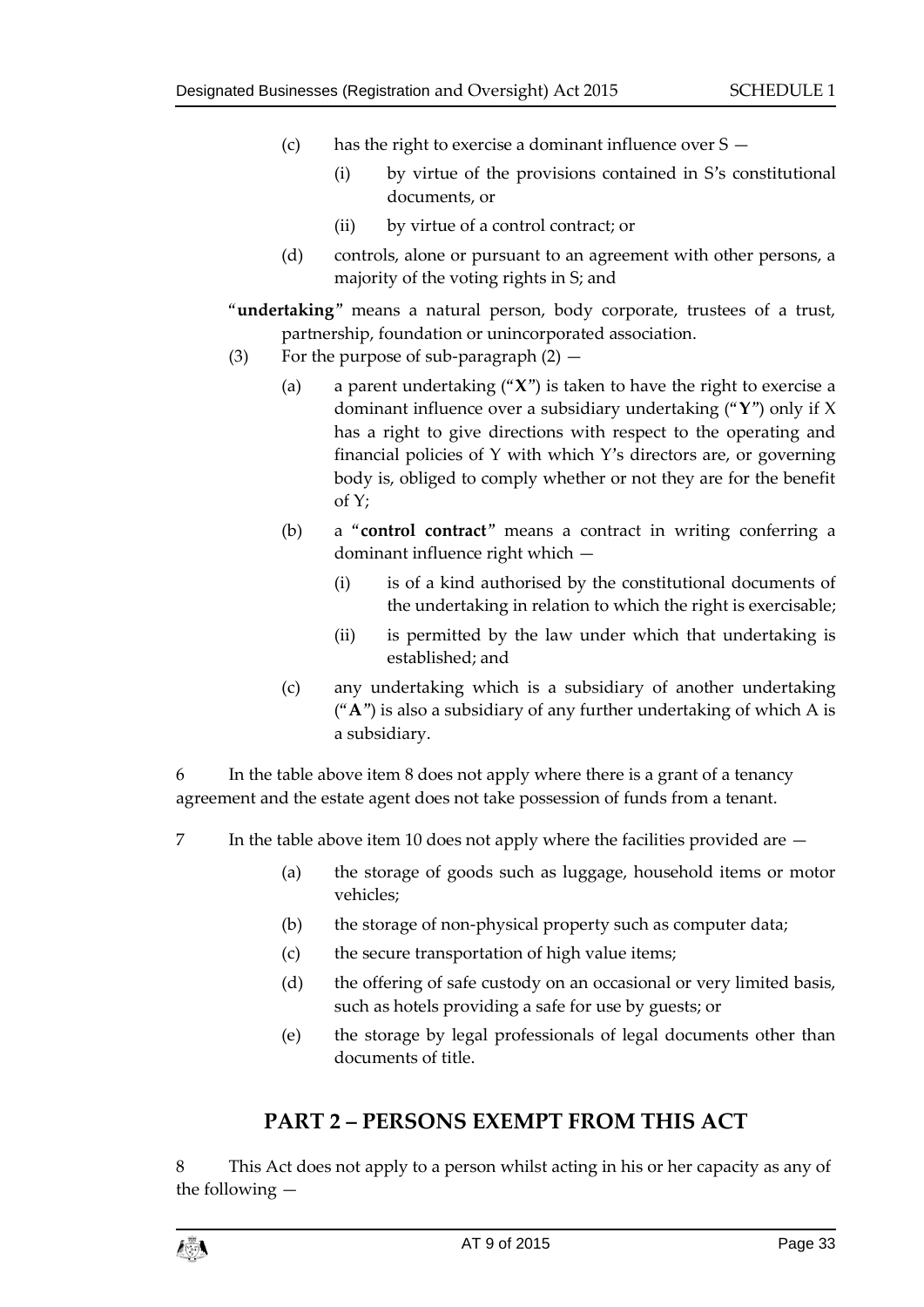(c) has the right to exercise a dominant influence over S —

  (i) by virtue of the provisions contained in S's constitutional documents, or

  (ii) by virtue of a control contract; or

(d) controls, alone or pursuant to an agreement with other persons, a majority of the voting rights in S; and

"**undertaking**" means a natural person, body corporate, trustees of a trust, partnership, foundation or unincorporated association.

(3) For the purpose of sub-paragraph (2) —

  (a) a parent undertaking ("**X**") is taken to have the right to exercise a dominant influence over a subsidiary undertaking ("**Y**") only if X has a right to give directions with respect to the operating and financial policies of Y with which Y's directors are, or governing body is, obliged to comply whether or not they are for the benefit of Y;

  (b) a "**control contract**" means a contract in writing conferring a dominant influence right which —

    (i) is of a kind authorised by the constitutional documents of the undertaking in relation to which the right is exercisable;

    (ii) is permitted by the law under which that undertaking is established; and

  (c) any undertaking which is a subsidiary of another undertaking ("**A**") is also a subsidiary of any further undertaking of which A is a subsidiary.

6 In the table above item 8 does not apply where there is a grant of a tenancy agreement and the estate agent does not take possession of funds from a tenant.

7 In the table above item 10 does not apply where the facilities provided are —

  (a) the storage of goods such as luggage, household items or motor vehicles;

  (b) the storage of non-physical property such as computer data;

  (c) the secure transportation of high value items;

  (d) the offering of safe custody on an occasional or very limited basis, such as hotels providing a safe for use by guests; or

  (e) the storage by legal professionals of legal documents other than documents of title.

## PART 2 – PERSONS EXEMPT FROM THIS ACT

8 This Act does not apply to a person whilst acting in his or her capacity as any of the following —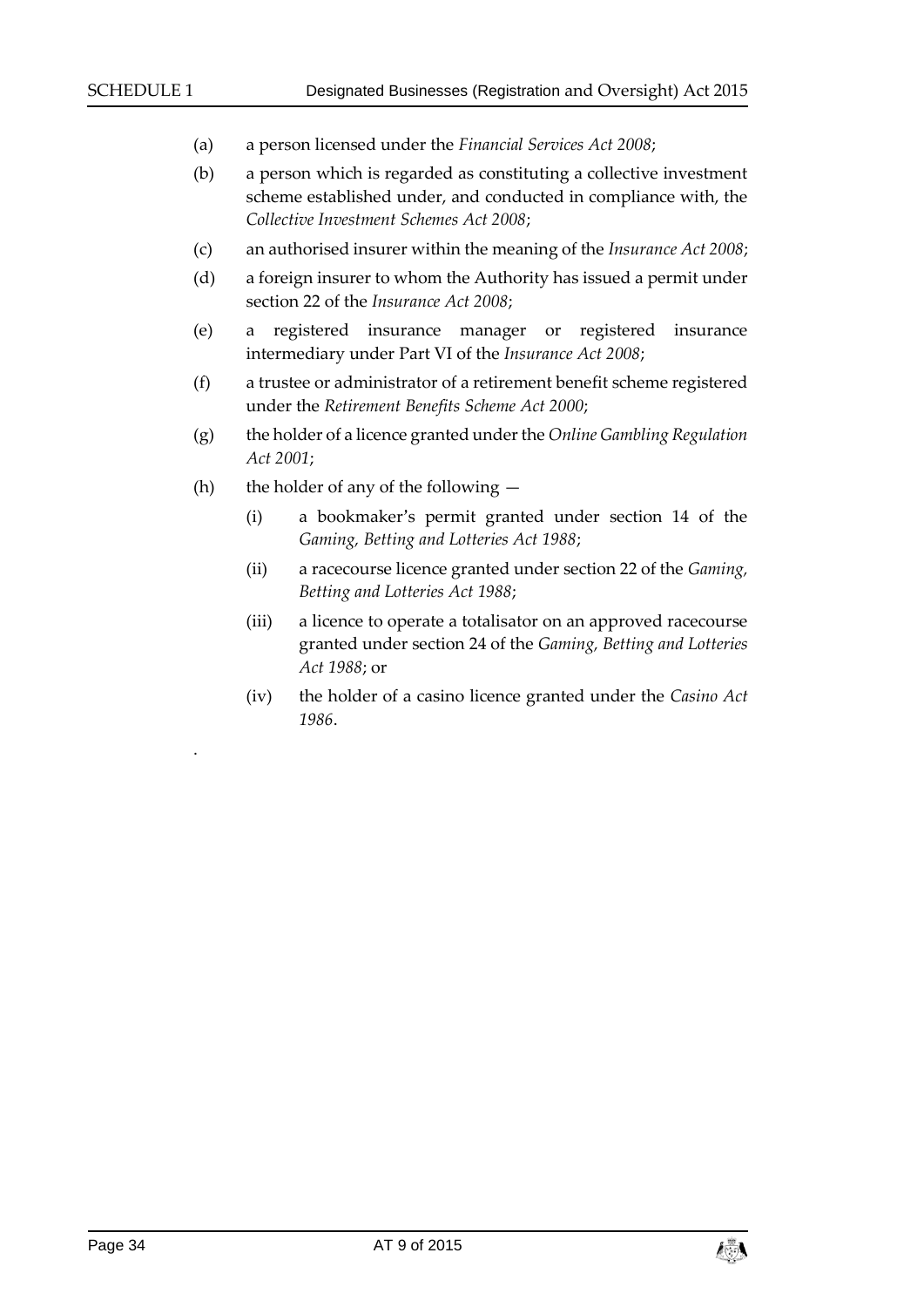(a) a person licensed under the *Financial Services Act 2008*;

(b) a person which is regarded as constituting a collective investment scheme established under, and conducted in compliance with, the *Collective Investment Schemes Act 2008*;

(c) an authorised insurer within the meaning of the *Insurance Act 2008*;

(d) a foreign insurer to whom the Authority has issued a permit under section 22 of the *Insurance Act 2008*;

(e) a registered insurance manager or registered insurance intermediary under Part VI of the *Insurance Act 2008*;

(f) a trustee or administrator of a retirement benefit scheme registered under the *Retirement Benefits Scheme Act 2000*;

(g) the holder of a licence granted under the *Online Gambling Regulation Act 2001*;

(h) the holder of any of the following —

  (i) a bookmaker's permit granted under section 14 of the *Gaming, Betting and Lotteries Act 1988*;

  (ii) a racecourse licence granted under section 22 of the *Gaming, Betting and Lotteries Act 1988*;

  (iii) a licence to operate a totalisator on an approved racecourse granted under section 24 of the *Gaming, Betting and Lotteries Act 1988*; or

  (iv) the holder of a casino licence granted under the *Casino Act 1986*.

.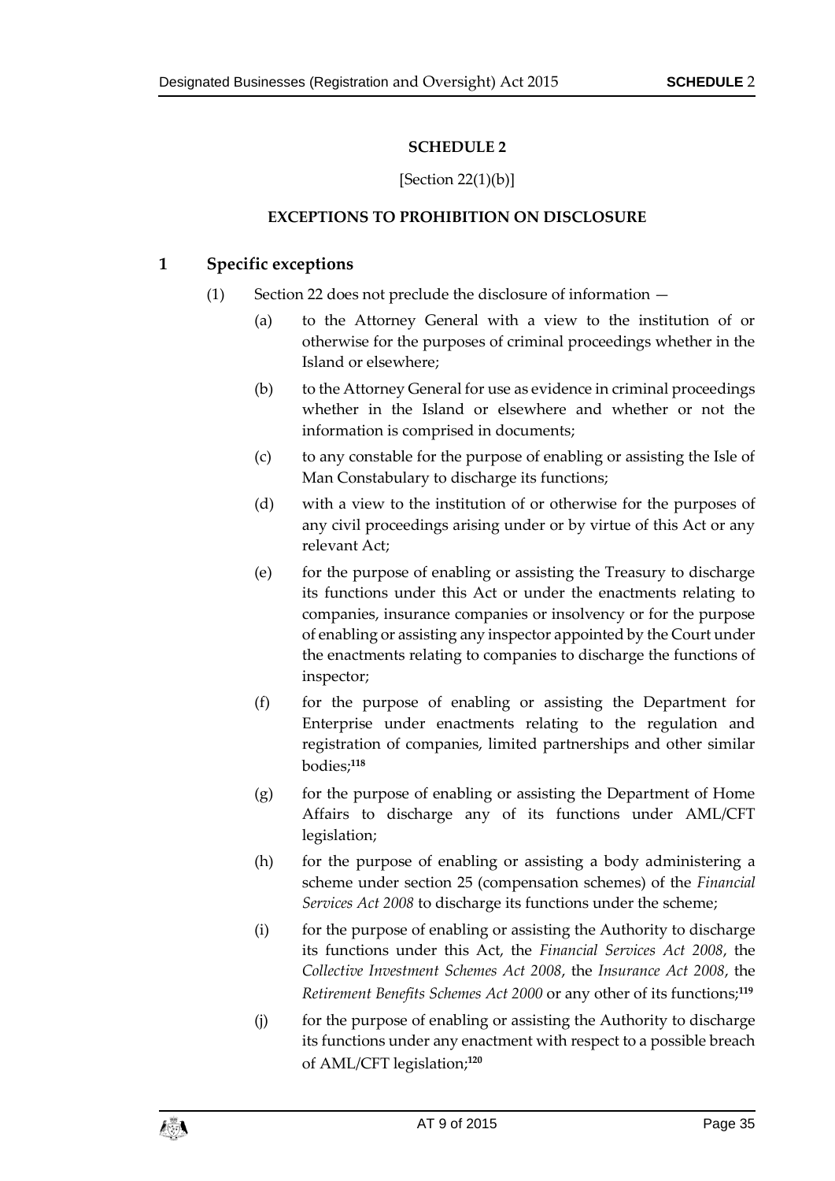## SCHEDULE 2

[Section 22(1)(b)]

### EXCEPTIONS TO PROHIBITION ON DISCLOSURE

### 1 Specific exceptions

(1) Section 22 does not preclude the disclosure of information —

(a) to the Attorney General with a view to the institution of or otherwise for the purposes of criminal proceedings whether in the Island or elsewhere;

(b) to the Attorney General for use as evidence in criminal proceedings whether in the Island or elsewhere and whether or not the information is comprised in documents;

(c) to any constable for the purpose of enabling or assisting the Isle of Man Constabulary to discharge its functions;

(d) with a view to the institution of or otherwise for the purposes of any civil proceedings arising under or by virtue of this Act or any relevant Act;

(e) for the purpose of enabling or assisting the Treasury to discharge its functions under this Act or under the enactments relating to companies, insurance companies or insolvency or for the purpose of enabling or assisting any inspector appointed by the Court under the enactments relating to companies to discharge the functions of inspector;

(f) for the purpose of enabling or assisting the Department for Enterprise under enactments relating to the regulation and registration of companies, limited partnerships and other similar bodies;[118]

(g) for the purpose of enabling or assisting the Department of Home Affairs to discharge any of its functions under AML/CFT legislation;

(h) for the purpose of enabling or assisting a body administering a scheme under section 25 (compensation schemes) of the *Financial Services Act 2008* to discharge its functions under the scheme;

(i) for the purpose of enabling or assisting the Authority to discharge its functions under this Act, the *Financial Services Act 2008*, the *Collective Investment Schemes Act 2008*, the *Insurance Act 2008*, the *Retirement Benefits Schemes Act 2000* or any other of its functions;[119]

(j) for the purpose of enabling or assisting the Authority to discharge its functions under any enactment with respect to a possible breach of AML/CFT legislation;[120]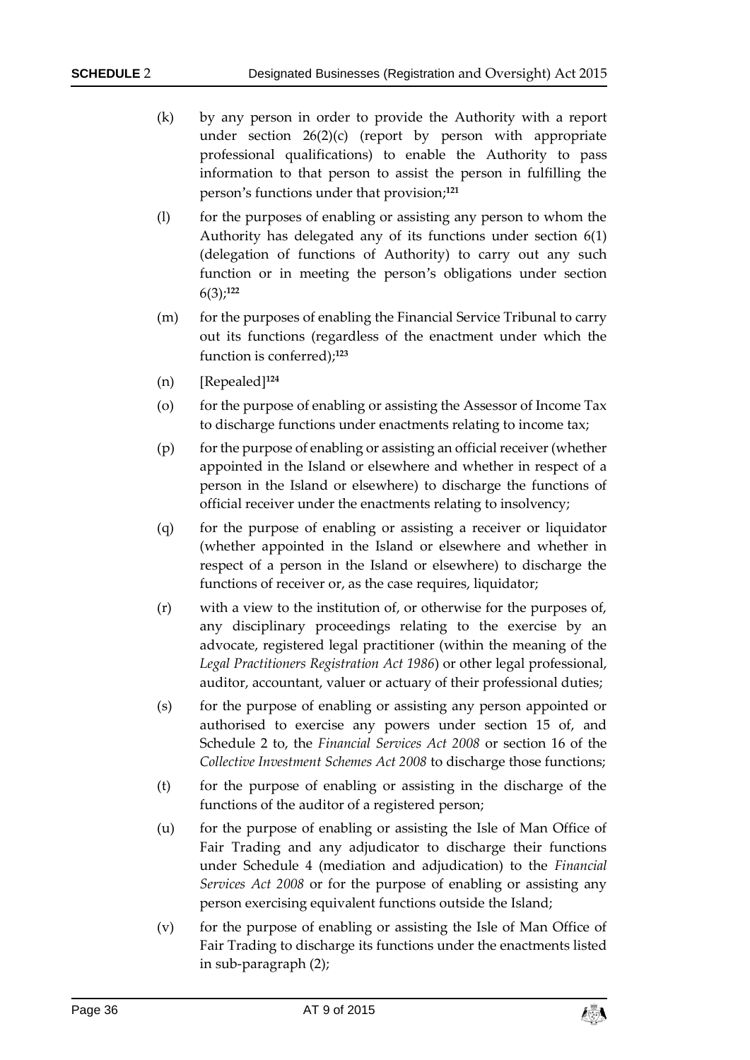(k) by any person in order to provide the Authority with a report under section 26(2)(c) (report by person with appropriate professional qualifications) to enable the Authority to pass information to that person to assist the person in fulfilling the person's functions under that provision;[121]

(l) for the purposes of enabling or assisting any person to whom the Authority has delegated any of its functions under section 6(1) (delegation of functions of Authority) to carry out any such function or in meeting the person's obligations under section 6(3);[122]

(m) for the purposes of enabling the Financial Service Tribunal to carry out its functions (regardless of the enactment under which the function is conferred);[123]

(n) [Repealed][124]

(o) for the purpose of enabling or assisting the Assessor of Income Tax to discharge functions under enactments relating to income tax;

(p) for the purpose of enabling or assisting an official receiver (whether appointed in the Island or elsewhere and whether in respect of a person in the Island or elsewhere) to discharge the functions of official receiver under the enactments relating to insolvency;

(q) for the purpose of enabling or assisting a receiver or liquidator (whether appointed in the Island or elsewhere and whether in respect of a person in the Island or elsewhere) to discharge the functions of receiver or, as the case requires, liquidator;

(r) with a view to the institution of, or otherwise for the purposes of, any disciplinary proceedings relating to the exercise by an advocate, registered legal practitioner (within the meaning of the *Legal Practitioners Registration Act 1986*) or other legal professional, auditor, accountant, valuer or actuary of their professional duties;

(s) for the purpose of enabling or assisting any person appointed or authorised to exercise any powers under section 15 of, and Schedule 2 to, the *Financial Services Act 2008* or section 16 of the *Collective Investment Schemes Act 2008* to discharge those functions;

(t) for the purpose of enabling or assisting in the discharge of the functions of the auditor of a registered person;

(u) for the purpose of enabling or assisting the Isle of Man Office of Fair Trading and any adjudicator to discharge their functions under Schedule 4 (mediation and adjudication) to the *Financial Services Act 2008* or for the purpose of enabling or assisting any person exercising equivalent functions outside the Island;

(v) for the purpose of enabling or assisting the Isle of Man Office of Fair Trading to discharge its functions under the enactments listed in sub-paragraph (2);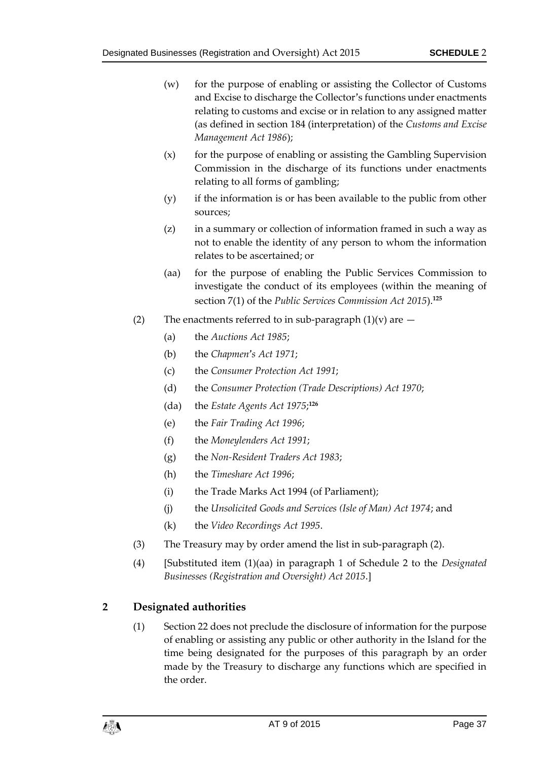(w) for the purpose of enabling or assisting the Collector of Customs and Excise to discharge the Collector's functions under enactments relating to customs and excise or in relation to any assigned matter (as defined in section 184 (interpretation) of the *Customs and Excise Management Act 1986*);

(x) for the purpose of enabling or assisting the Gambling Supervision Commission in the discharge of its functions under enactments relating to all forms of gambling;

(y) if the information is or has been available to the public from other sources;

(z) in a summary or collection of information framed in such a way as not to enable the identity of any person to whom the information relates to be ascertained; or

(aa) for the purpose of enabling the Public Services Commission to investigate the conduct of its employees (within the meaning of section 7(1) of the *Public Services Commission Act 2015*).[125]

(2) The enactments referred to in sub-paragraph (1)(v) are —

(a) the *Auctions Act 1985*;

(b) the *Chapmen's Act 1971*;

(c) the *Consumer Protection Act 1991*;

(d) the *Consumer Protection (Trade Descriptions) Act 1970*;

(da) the *Estate Agents Act 1975*;[126]

(e) the *Fair Trading Act 1996*;

(f) the *Moneylenders Act 1991*;

(g) the *Non-Resident Traders Act 1983*;

(h) the *Timeshare Act 1996*;

(i) the Trade Marks Act 1994 (of Parliament);

(j) the *Unsolicited Goods and Services (Isle of Man) Act 1974*; and

(k) the *Video Recordings Act 1995*.

(3) The Treasury may by order amend the list in sub-paragraph (2).

(4) [Substituted item (1)(aa) in paragraph 1 of Schedule 2 to the *Designated Businesses (Registration and Oversight) Act 2015*.]

## 2 Designated authorities

(1) Section 22 does not preclude the disclosure of information for the purpose of enabling or assisting any public or other authority in the Island for the time being designated for the purposes of this paragraph by an order made by the Treasury to discharge any functions which are specified in the order.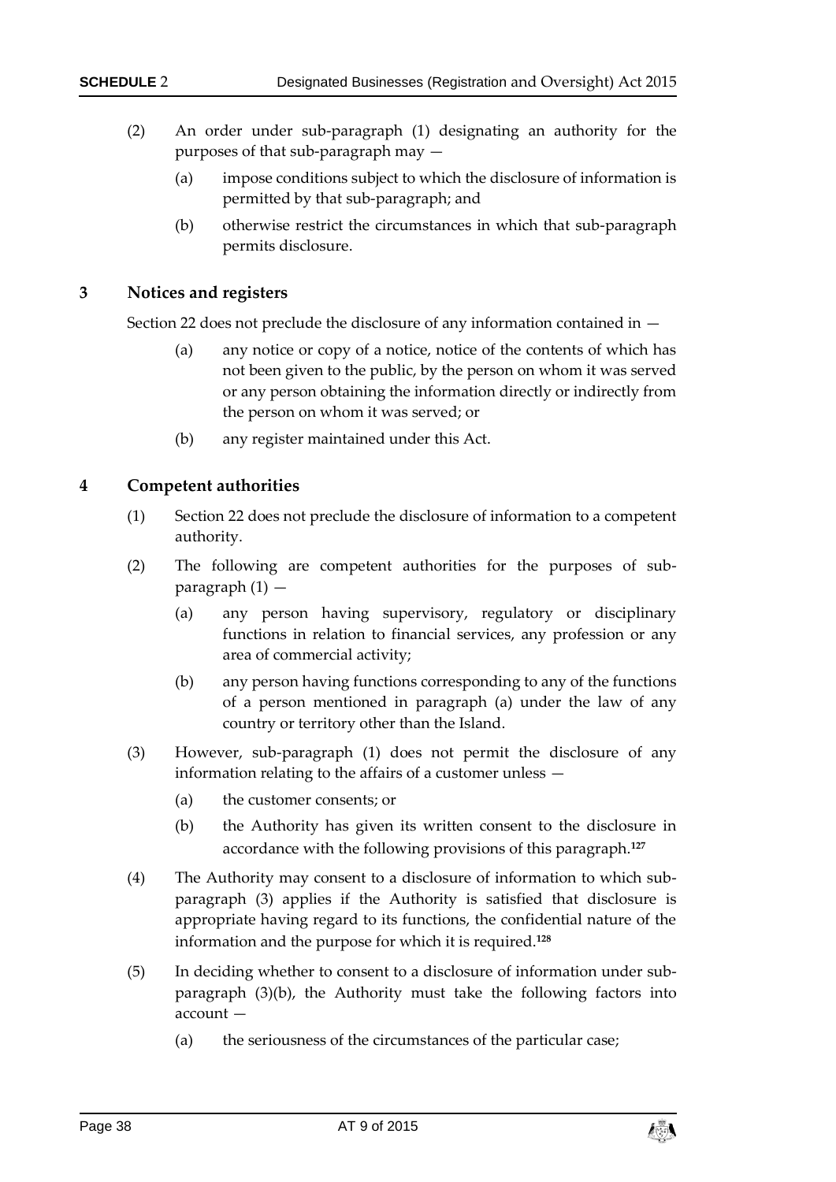(2) An order under sub-paragraph (1) designating an authority for the purposes of that sub-paragraph may —

(a) impose conditions subject to which the disclosure of information is permitted by that sub-paragraph; and

(b) otherwise restrict the circumstances in which that sub-paragraph permits disclosure.

## 3 Notices and registers

Section 22 does not preclude the disclosure of any information contained in —

(a) any notice or copy of a notice, notice of the contents of which has not been given to the public, by the person on whom it was served or any person obtaining the information directly or indirectly from the person on whom it was served; or

(b) any register maintained under this Act.

## 4 Competent authorities

(1) Section 22 does not preclude the disclosure of information to a competent authority.

(2) The following are competent authorities for the purposes of sub-paragraph (1) —

(a) any person having supervisory, regulatory or disciplinary functions in relation to financial services, any profession or any area of commercial activity;

(b) any person having functions corresponding to any of the functions of a person mentioned in paragraph (a) under the law of any country or territory other than the Island.

(3) However, sub-paragraph (1) does not permit the disclosure of any information relating to the affairs of a customer unless —

(a) the customer consents; or

(b) the Authority has given its written consent to the disclosure in accordance with the following provisions of this paragraph.[127]

(4) The Authority may consent to a disclosure of information to which sub-paragraph (3) applies if the Authority is satisfied that disclosure is appropriate having regard to its functions, the confidential nature of the information and the purpose for which it is required.[128]

(5) In deciding whether to consent to a disclosure of information under sub-paragraph (3)(b), the Authority must take the following factors into account —

(a) the seriousness of the circumstances of the particular case;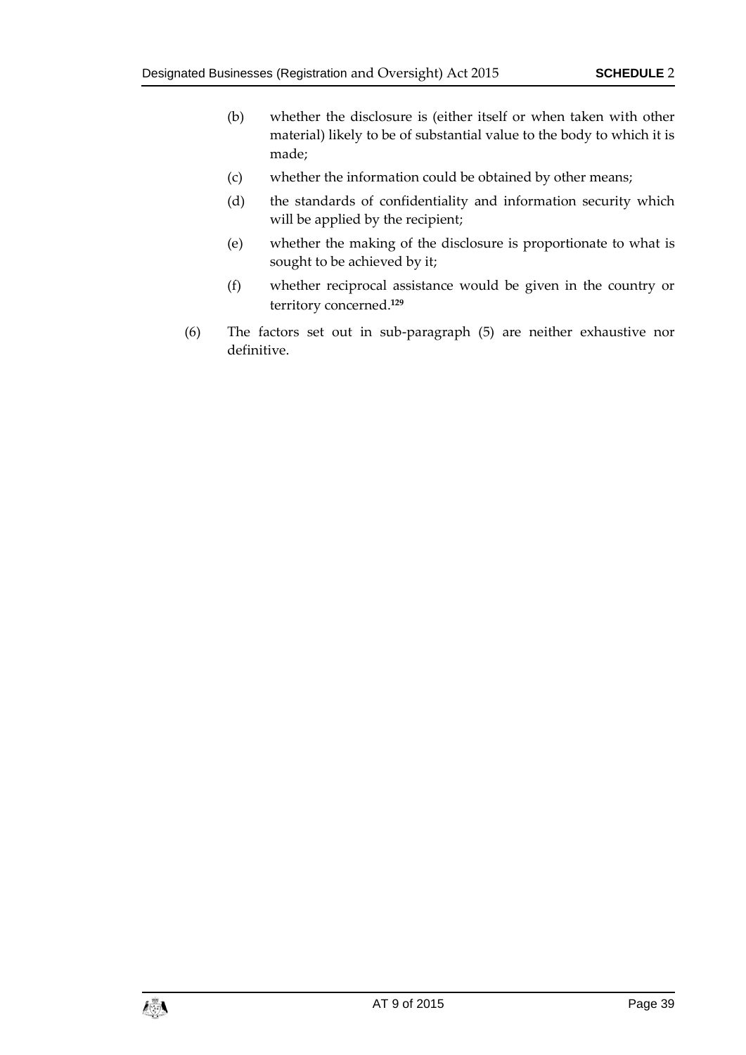(b) whether the disclosure is (either itself or when taken with other material) likely to be of substantial value to the body to which it is made;

(c) whether the information could be obtained by other means;

(d) the standards of confidentiality and information security which will be applied by the recipient;

(e) whether the making of the disclosure is proportionate to what is sought to be achieved by it;

(f) whether reciprocal assistance would be given in the country or territory concerned.[129]

(6) The factors set out in sub-paragraph (5) are neither exhaustive nor definitive.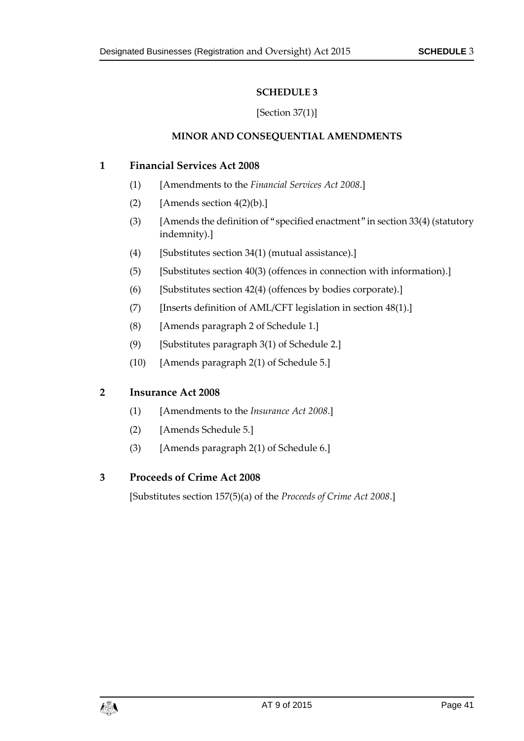# SCHEDULE 3

[Section 37(1)]

## MINOR AND CONSEQUENTIAL AMENDMENTS

### 1 Financial Services Act 2008

(1) [Amendments to the *Financial Services Act 2008*.]

(2) [Amends section 4(2)(b).]

(3) [Amends the definition of "specified enactment" in section 33(4) (statutory indemnity).]

(4) [Substitutes section 34(1) (mutual assistance).]

(5) [Substitutes section 40(3) (offences in connection with information).]

(6) [Substitutes section 42(4) (offences by bodies corporate).]

(7) [Inserts definition of AML/CFT legislation in section 48(1).]

(8) [Amends paragraph 2 of Schedule 1.]

(9) [Substitutes paragraph 3(1) of Schedule 2.]

(10) [Amends paragraph 2(1) of Schedule 5.]

### 2 Insurance Act 2008

(1) [Amendments to the *Insurance Act 2008*.]

(2) [Amends Schedule 5.]

(3) [Amends paragraph 2(1) of Schedule 6.]

### 3 Proceeds of Crime Act 2008

[Substitutes section 157(5)(a) of the *Proceeds of Crime Act 2008*.]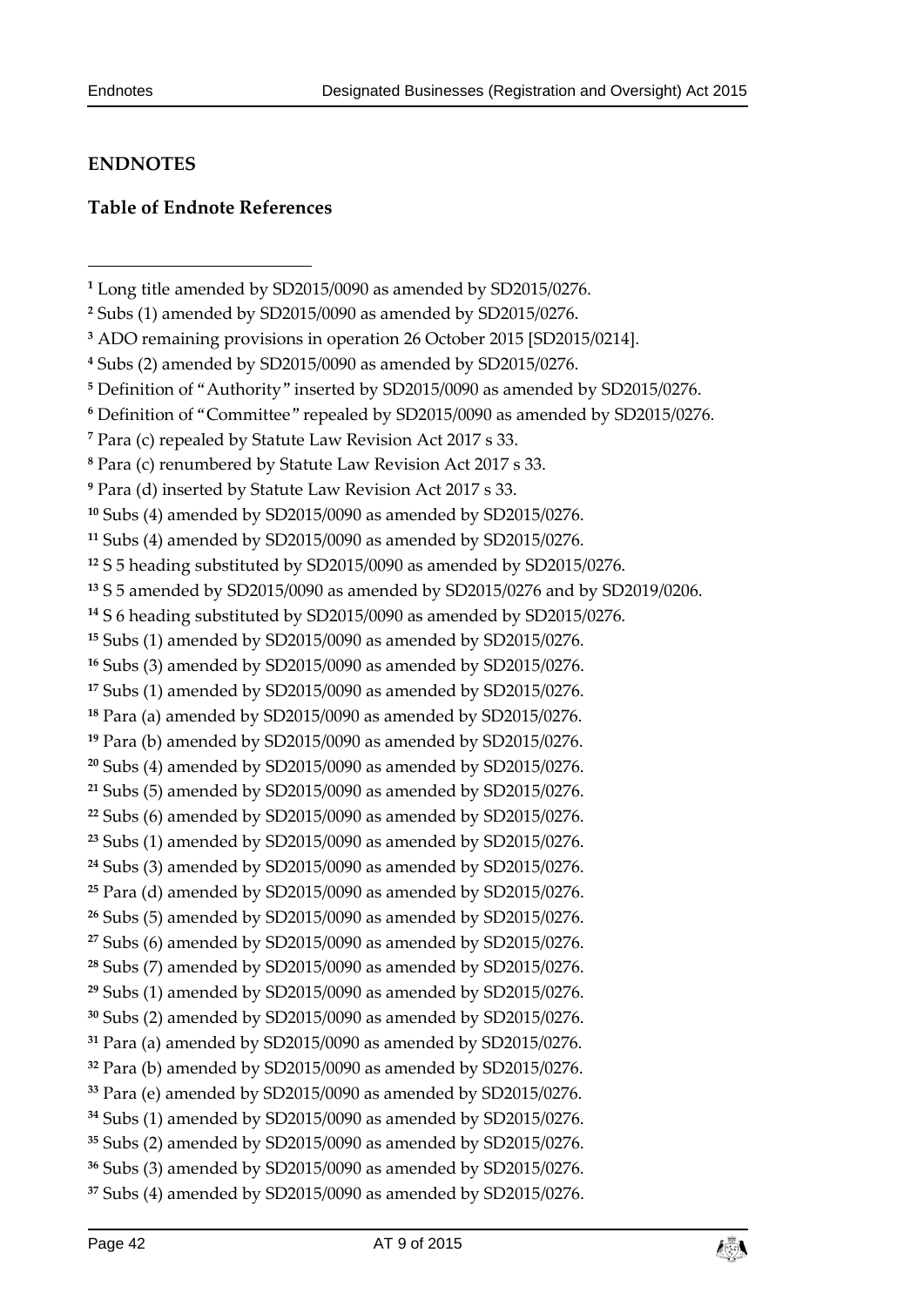## ENDNOTES

### Table of Endnote References

[1] Long title amended by SD2015/0090 as amended by SD2015/0276.

[2] Subs (1) amended by SD2015/0090 as amended by SD2015/0276.

[3] ADO remaining provisions in operation 26 October 2015 [SD2015/0214].

[4] Subs (2) amended by SD2015/0090 as amended by SD2015/0276.

[5] Definition of "Authority" inserted by SD2015/0090 as amended by SD2015/0276.

[6] Definition of "Committee" repealed by SD2015/0090 as amended by SD2015/0276.

[7] Para (c) repealed by Statute Law Revision Act 2017 s 33.

[8] Para (c) renumbered by Statute Law Revision Act 2017 s 33.

[9] Para (d) inserted by Statute Law Revision Act 2017 s 33.

[10] Subs (4) amended by SD2015/0090 as amended by SD2015/0276.

[11] Subs (4) amended by SD2015/0090 as amended by SD2015/0276.

[12] S 5 heading substituted by SD2015/0090 as amended by SD2015/0276.

[13] S 5 amended by SD2015/0090 as amended by SD2015/0276 and by SD2019/0206.

[14] S 6 heading substituted by SD2015/0090 as amended by SD2015/0276.

[15] Subs (1) amended by SD2015/0090 as amended by SD2015/0276.

[16] Subs (3) amended by SD2015/0090 as amended by SD2015/0276.

[17] Subs (1) amended by SD2015/0090 as amended by SD2015/0276.

[18] Para (a) amended by SD2015/0090 as amended by SD2015/0276.

[19] Para (b) amended by SD2015/0090 as amended by SD2015/0276.

[20] Subs (4) amended by SD2015/0090 as amended by SD2015/0276.

[21] Subs (5) amended by SD2015/0090 as amended by SD2015/0276.

[22] Subs (6) amended by SD2015/0090 as amended by SD2015/0276.

[23] Subs (1) amended by SD2015/0090 as amended by SD2015/0276.

[24] Subs (3) amended by SD2015/0090 as amended by SD2015/0276.

[25] Para (d) amended by SD2015/0090 as amended by SD2015/0276.

[26] Subs (5) amended by SD2015/0090 as amended by SD2015/0276.

[27] Subs (6) amended by SD2015/0090 as amended by SD2015/0276.

[28] Subs (7) amended by SD2015/0090 as amended by SD2015/0276.

[29] Subs (1) amended by SD2015/0090 as amended by SD2015/0276.

[30] Subs (2) amended by SD2015/0090 as amended by SD2015/0276.

[31] Para (a) amended by SD2015/0090 as amended by SD2015/0276.

[32] Para (b) amended by SD2015/0090 as amended by SD2015/0276.

[33] Para (e) amended by SD2015/0090 as amended by SD2015/0276.

[34] Subs (1) amended by SD2015/0090 as amended by SD2015/0276.

[35] Subs (2) amended by SD2015/0090 as amended by SD2015/0276.

[36] Subs (3) amended by SD2015/0090 as amended by SD2015/0276.

[37] Subs (4) amended by SD2015/0090 as amended by SD2015/0276.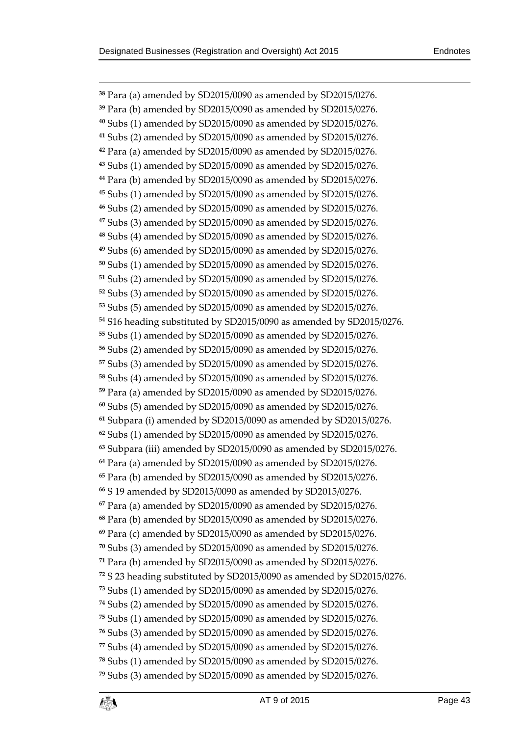[38] Para (a) amended by SD2015/0090 as amended by SD2015/0276.
[39] Para (b) amended by SD2015/0090 as amended by SD2015/0276.
[40] Subs (1) amended by SD2015/0090 as amended by SD2015/0276.
[41] Subs (2) amended by SD2015/0090 as amended by SD2015/0276.
[42] Para (a) amended by SD2015/0090 as amended by SD2015/0276.
[43] Subs (1) amended by SD2015/0090 as amended by SD2015/0276.
[44] Para (b) amended by SD2015/0090 as amended by SD2015/0276.
[45] Subs (1) amended by SD2015/0090 as amended by SD2015/0276.
[46] Subs (2) amended by SD2015/0090 as amended by SD2015/0276.
[47] Subs (3) amended by SD2015/0090 as amended by SD2015/0276.
[48] Subs (4) amended by SD2015/0090 as amended by SD2015/0276.
[49] Subs (6) amended by SD2015/0090 as amended by SD2015/0276.
[50] Subs (1) amended by SD2015/0090 as amended by SD2015/0276.
[51] Subs (2) amended by SD2015/0090 as amended by SD2015/0276.
[52] Subs (3) amended by SD2015/0090 as amended by SD2015/0276.
[53] Subs (5) amended by SD2015/0090 as amended by SD2015/0276.
[54] S16 heading substituted by SD2015/0090 as amended by SD2015/0276.
[55] Subs (1) amended by SD2015/0090 as amended by SD2015/0276.
[56] Subs (2) amended by SD2015/0090 as amended by SD2015/0276.
[57] Subs (3) amended by SD2015/0090 as amended by SD2015/0276.
[58] Subs (4) amended by SD2015/0090 as amended by SD2015/0276.
[59] Para (a) amended by SD2015/0090 as amended by SD2015/0276.
[60] Subs (5) amended by SD2015/0090 as amended by SD2015/0276.
[61] Subpara (i) amended by SD2015/0090 as amended by SD2015/0276.
[62] Subs (1) amended by SD2015/0090 as amended by SD2015/0276.
[63] Subpara (iii) amended by SD2015/0090 as amended by SD2015/0276.
[64] Para (a) amended by SD2015/0090 as amended by SD2015/0276.
[65] Para (b) amended by SD2015/0090 as amended by SD2015/0276.
[66] S 19 amended by SD2015/0090 as amended by SD2015/0276.
[67] Para (a) amended by SD2015/0090 as amended by SD2015/0276.
[68] Para (b) amended by SD2015/0090 as amended by SD2015/0276.
[69] Para (c) amended by SD2015/0090 as amended by SD2015/0276.
[70] Subs (3) amended by SD2015/0090 as amended by SD2015/0276.
[71] Para (b) amended by SD2015/0090 as amended by SD2015/0276.
[72] S 23 heading substituted by SD2015/0090 as amended by SD2015/0276.
[73] Subs (1) amended by SD2015/0090 as amended by SD2015/0276.
[74] Subs (2) amended by SD2015/0090 as amended by SD2015/0276.
[75] Subs (1) amended by SD2015/0090 as amended by SD2015/0276.
[76] Subs (3) amended by SD2015/0090 as amended by SD2015/0276.
[77] Subs (4) amended by SD2015/0090 as amended by SD2015/0276.
[78] Subs (1) amended by SD2015/0090 as amended by SD2015/0276.
[79] Subs (3) amended by SD2015/0090 as amended by SD2015/0276.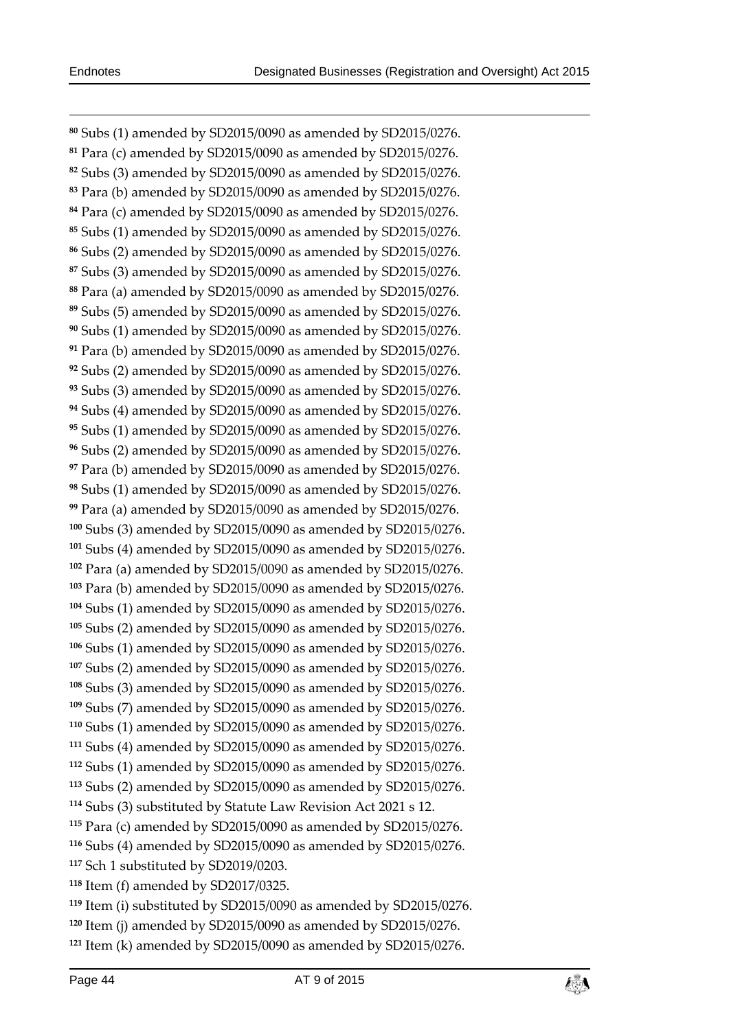[80] Subs (1) amended by SD2015/0090 as amended by SD2015/0276.
[81] Para (c) amended by SD2015/0090 as amended by SD2015/0276.
[82] Subs (3) amended by SD2015/0090 as amended by SD2015/0276.
[83] Para (b) amended by SD2015/0090 as amended by SD2015/0276.
[84] Para (c) amended by SD2015/0090 as amended by SD2015/0276.
[85] Subs (1) amended by SD2015/0090 as amended by SD2015/0276.
[86] Subs (2) amended by SD2015/0090 as amended by SD2015/0276.
[87] Subs (3) amended by SD2015/0090 as amended by SD2015/0276.
[88] Para (a) amended by SD2015/0090 as amended by SD2015/0276.
[89] Subs (5) amended by SD2015/0090 as amended by SD2015/0276.
[90] Subs (1) amended by SD2015/0090 as amended by SD2015/0276.
[91] Para (b) amended by SD2015/0090 as amended by SD2015/0276.
[92] Subs (2) amended by SD2015/0090 as amended by SD2015/0276.
[93] Subs (3) amended by SD2015/0090 as amended by SD2015/0276.
[94] Subs (4) amended by SD2015/0090 as amended by SD2015/0276.
[95] Subs (1) amended by SD2015/0090 as amended by SD2015/0276.
[96] Subs (2) amended by SD2015/0090 as amended by SD2015/0276.
[97] Para (b) amended by SD2015/0090 as amended by SD2015/0276.
[98] Subs (1) amended by SD2015/0090 as amended by SD2015/0276.
[99] Para (a) amended by SD2015/0090 as amended by SD2015/0276.
[100] Subs (3) amended by SD2015/0090 as amended by SD2015/0276.
[101] Subs (4) amended by SD2015/0090 as amended by SD2015/0276.
[102] Para (a) amended by SD2015/0090 as amended by SD2015/0276.
[103] Para (b) amended by SD2015/0090 as amended by SD2015/0276.
[104] Subs (1) amended by SD2015/0090 as amended by SD2015/0276.
[105] Subs (2) amended by SD2015/0090 as amended by SD2015/0276.
[106] Subs (1) amended by SD2015/0090 as amended by SD2015/0276.
[107] Subs (2) amended by SD2015/0090 as amended by SD2015/0276.
[108] Subs (3) amended by SD2015/0090 as amended by SD2015/0276.
[109] Subs (7) amended by SD2015/0090 as amended by SD2015/0276.
[110] Subs (1) amended by SD2015/0090 as amended by SD2015/0276.
[111] Subs (4) amended by SD2015/0090 as amended by SD2015/0276.
[112] Subs (1) amended by SD2015/0090 as amended by SD2015/0276.
[113] Subs (2) amended by SD2015/0090 as amended by SD2015/0276.
[114] Subs (3) substituted by Statute Law Revision Act 2021 s 12.
[115] Para (c) amended by SD2015/0090 as amended by SD2015/0276.
[116] Subs (4) amended by SD2015/0090 as amended by SD2015/0276.
[117] Sch 1 substituted by SD2019/0203.
[118] Item (f) amended by SD2017/0325.
[119] Item (i) substituted by SD2015/0090 as amended by SD2015/0276.
[120] Item (j) amended by SD2015/0090 as amended by SD2015/0276.
[121] Item (k) amended by SD2015/0090 as amended by SD2015/0276.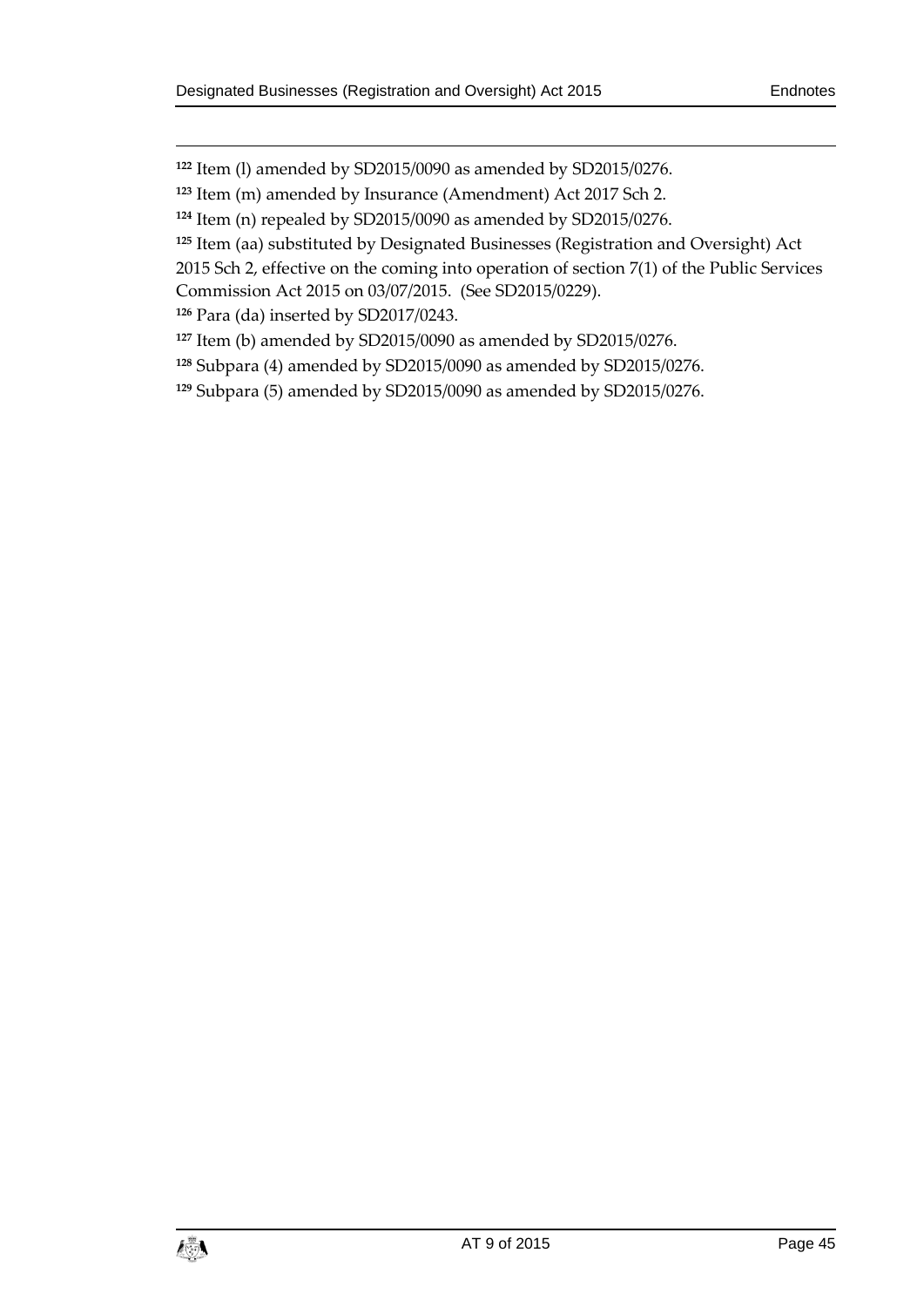[122] Item (l) amended by SD2015/0090 as amended by SD2015/0276.

[123] Item (m) amended by Insurance (Amendment) Act 2017 Sch 2.

[124] Item (n) repealed by SD2015/0090 as amended by SD2015/0276.

[125] Item (aa) substituted by Designated Businesses (Registration and Oversight) Act 2015 Sch 2, effective on the coming into operation of section 7(1) of the Public Services Commission Act 2015 on 03/07/2015. (See SD2015/0229).

[126] Para (da) inserted by SD2017/0243.

[127] Item (b) amended by SD2015/0090 as amended by SD2015/0276.

[128] Subpara (4) amended by SD2015/0090 as amended by SD2015/0276.

[129] Subpara (5) amended by SD2015/0090 as amended by SD2015/0276.